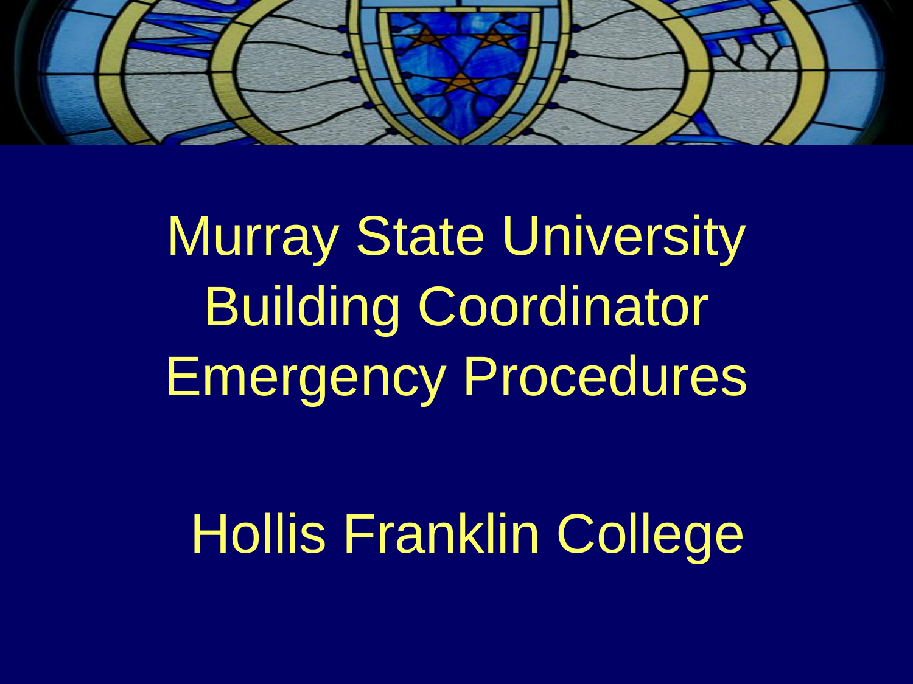# Murray State University Building Coordinator Emergency Procedures

## Hollis Franklin College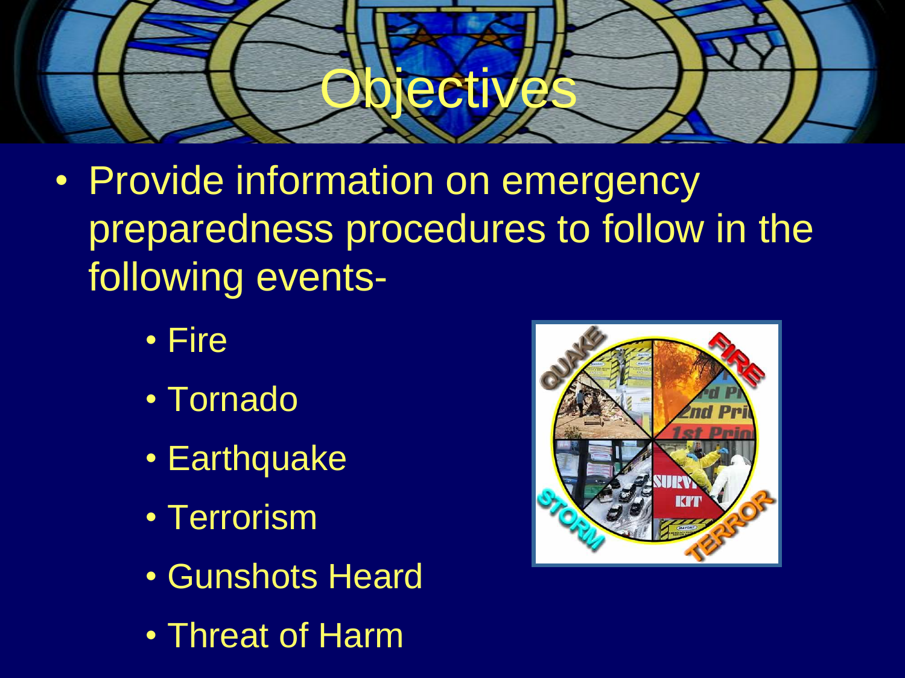# Objectives

- Provide information on emergency preparedness procedures to follow in the following events-
  - Fire
  - Tornado
  - Earthquake
  - Terrorism
  - Gunshots Heard
  - Threat of Harm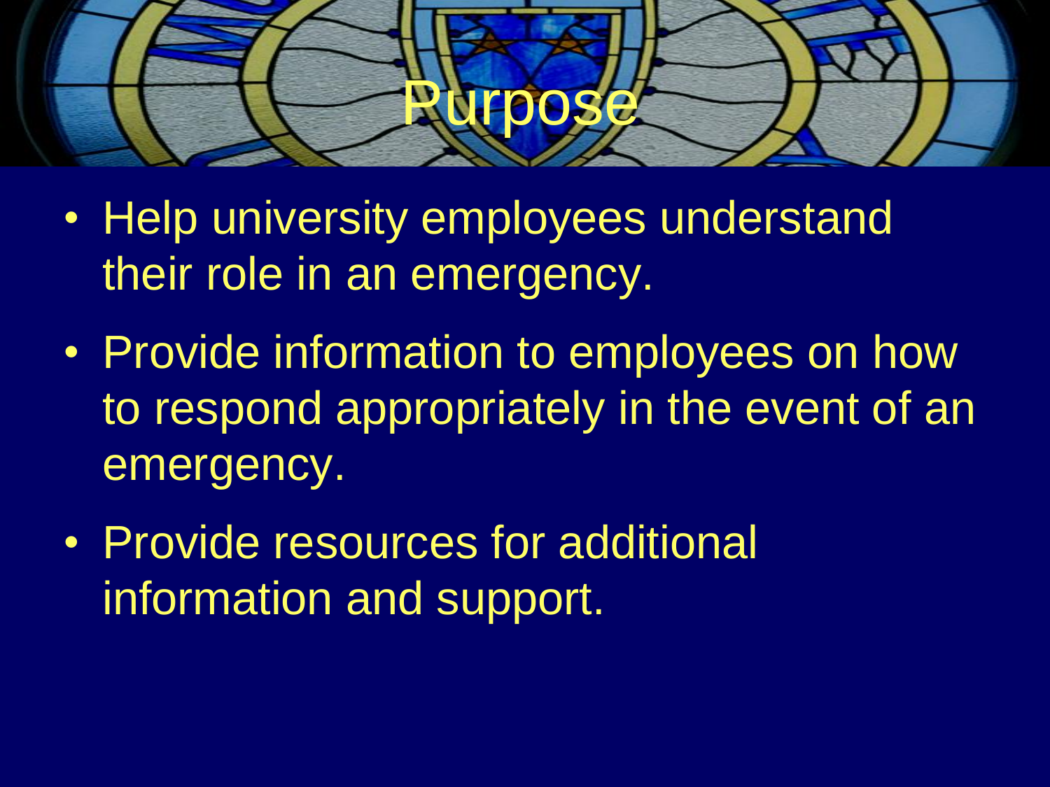# Purpose

- Help university employees understand their role in an emergency.
- Provide information to employees on how to respond appropriately in the event of an emergency.
- Provide resources for additional information and support.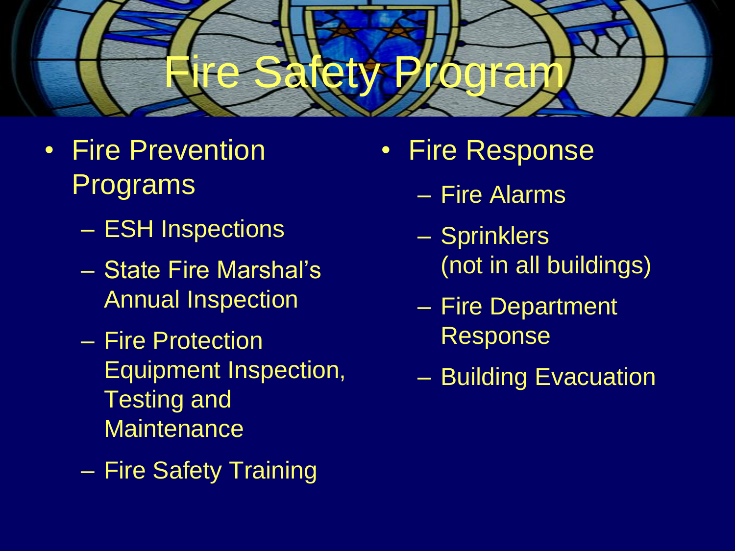# Fire Safety Program

- Fire Prevention Programs
  - ESH Inspections
  - State Fire Marshal's Annual Inspection
  - Fire Protection Equipment Inspection, Testing and Maintenance
  - Fire Safety Training
- Fire Response
  - Fire Alarms
  - Sprinklers (not in all buildings)
  - Fire Department Response
  - Building Evacuation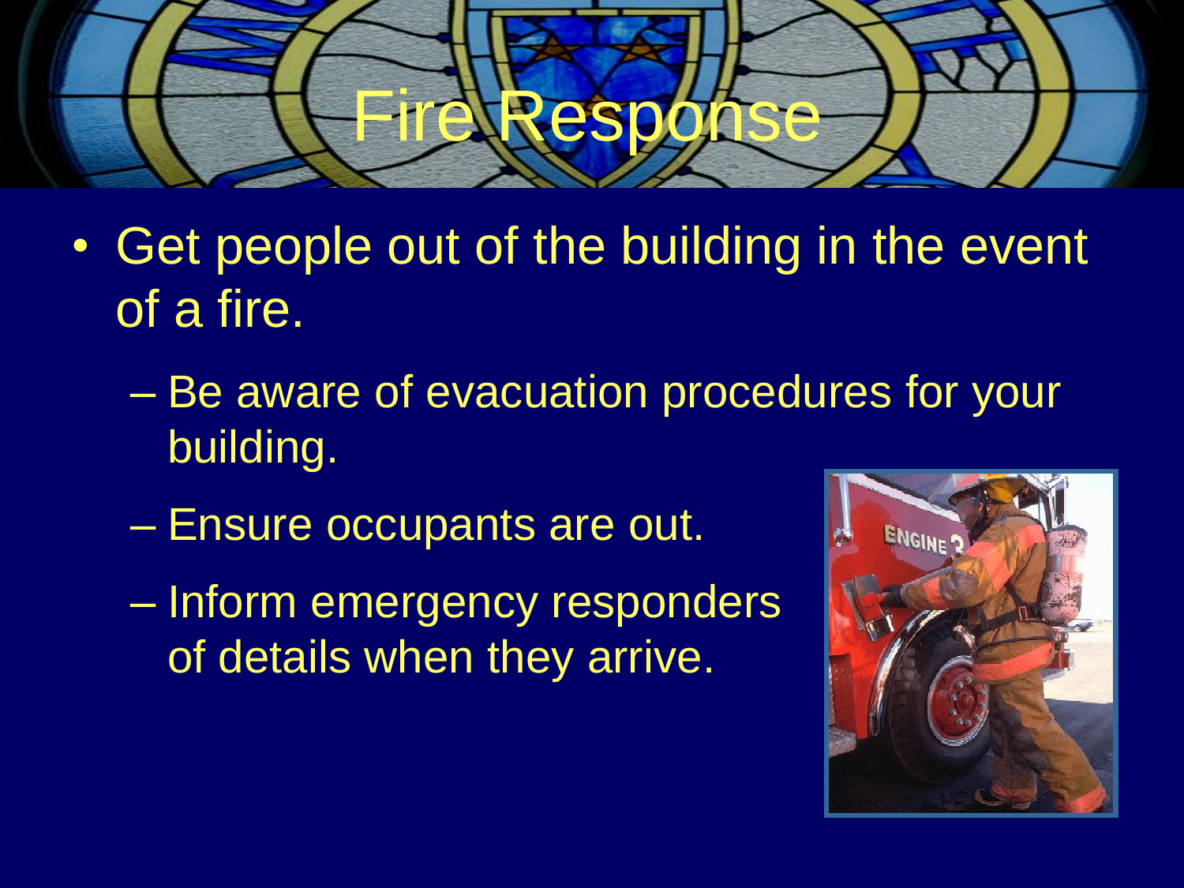# Fire Response

- Get people out of the building in the event of a fire.
  - Be aware of evacuation procedures for your building.
  - Ensure occupants are out.
  - Inform emergency responders of details when they arrive.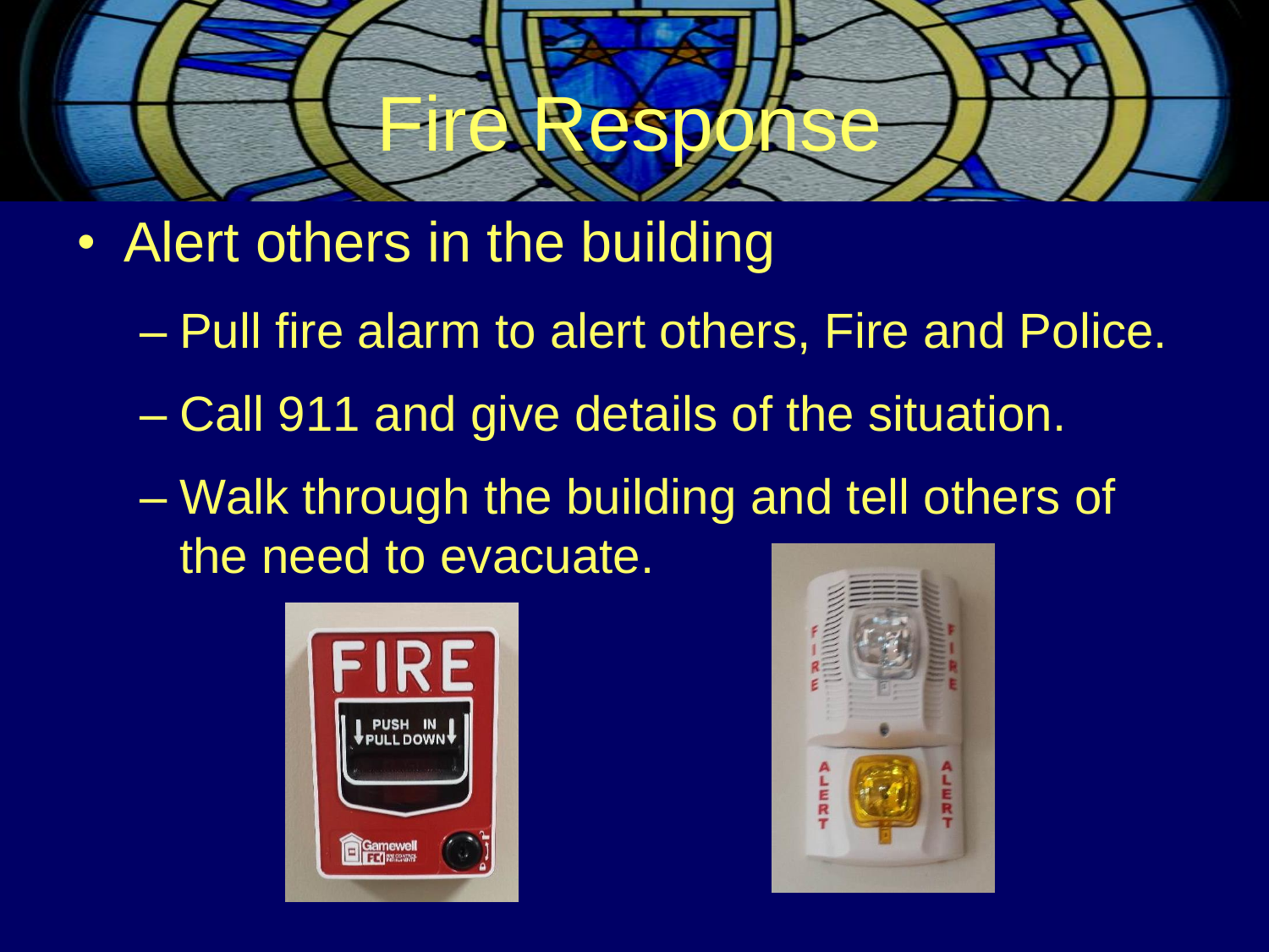# Fire Response

- Alert others in the building
  - Pull fire alarm to alert others, Fire and Police.
  - Call 911 and give details of the situation.
  - Walk through the building and tell others of the need to evacuate.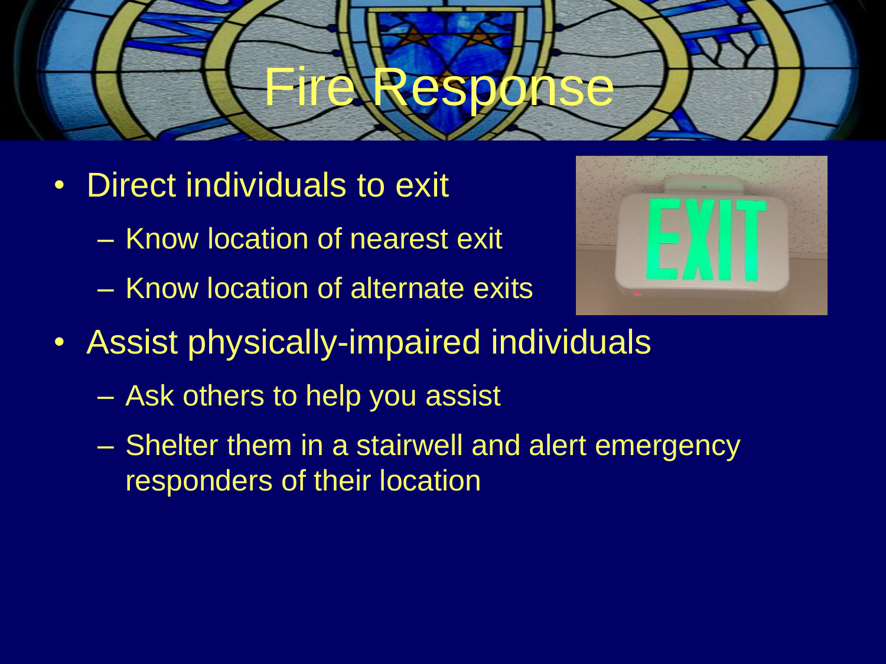# Fire Response

- Direct individuals to exit
  - Know location of nearest exit
  - Know location of alternate exits
- Assist physically-impaired individuals
  - Ask others to help you assist
  - Shelter them in a stairwell and alert emergency responders of their location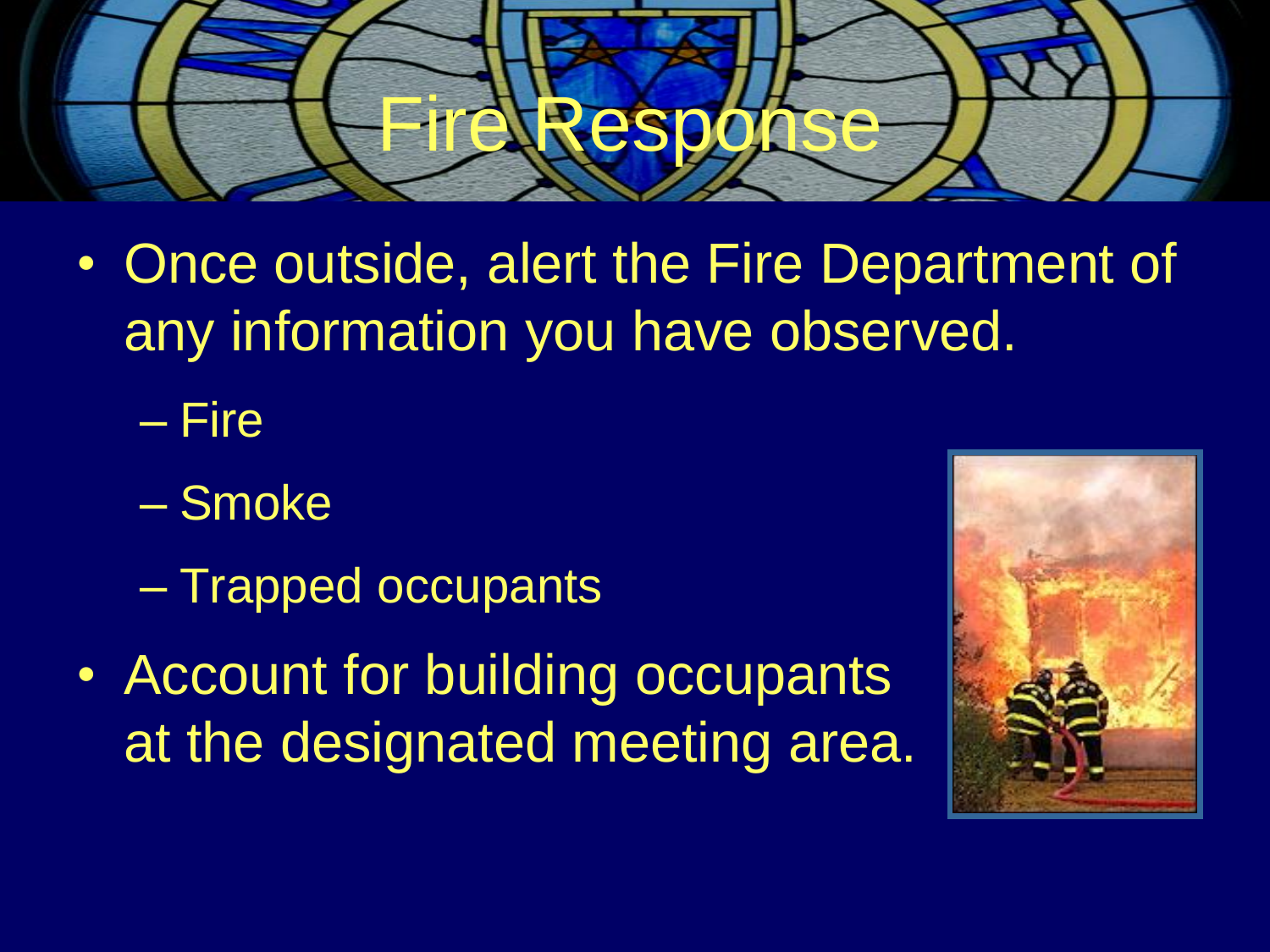# Fire Response

- Once outside, alert the Fire Department of any information you have observed.
  - Fire
  - Smoke
  - Trapped occupants
- Account for building occupants at the designated meeting area.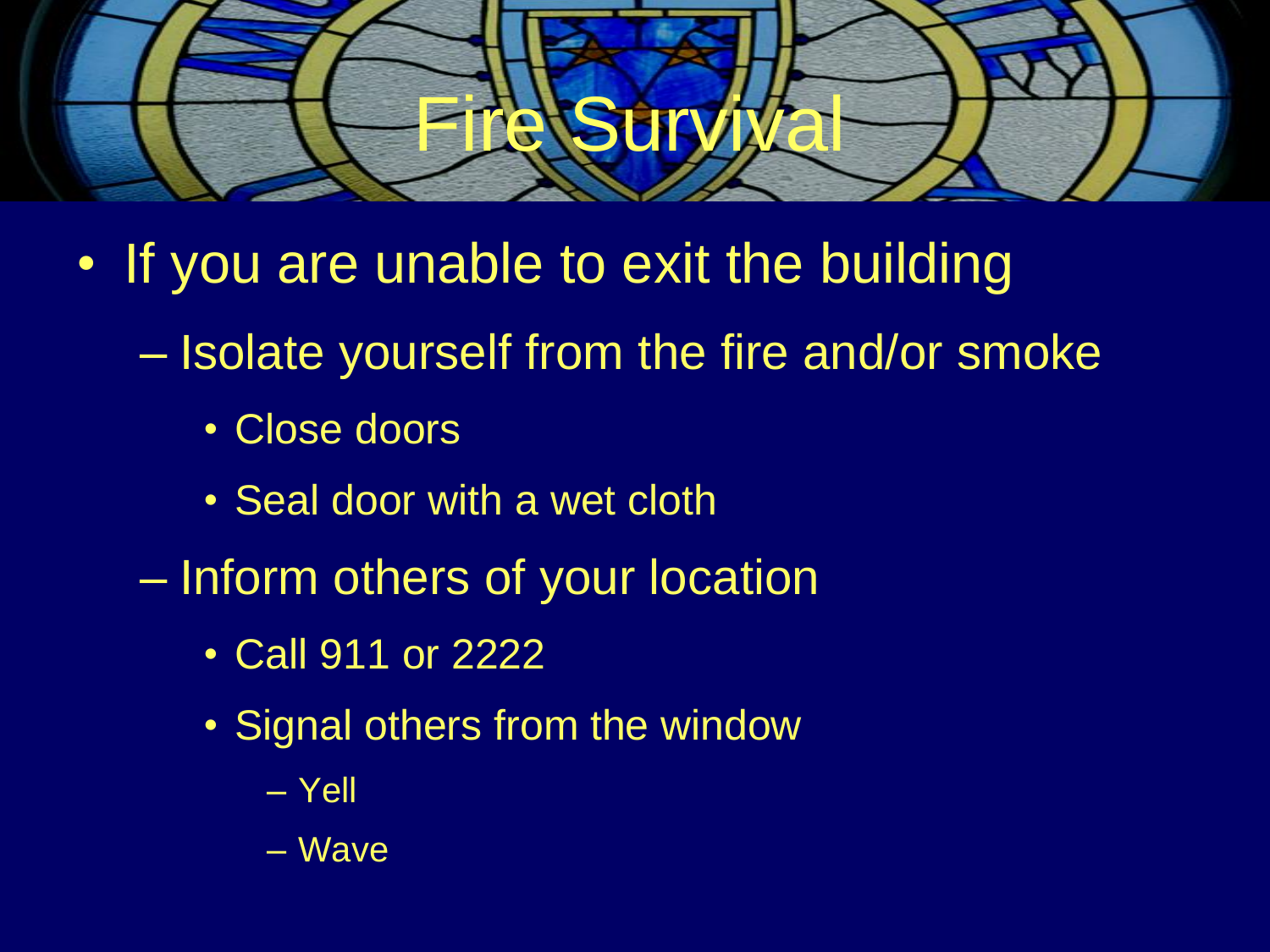# Fire Survival

- If you are unable to exit the building
  - Isolate yourself from the fire and/or smoke
    - Close doors
    - Seal door with a wet cloth
  - Inform others of your location
    - Call 911 or 2222
    - Signal others from the window
      - Yell
      - Wave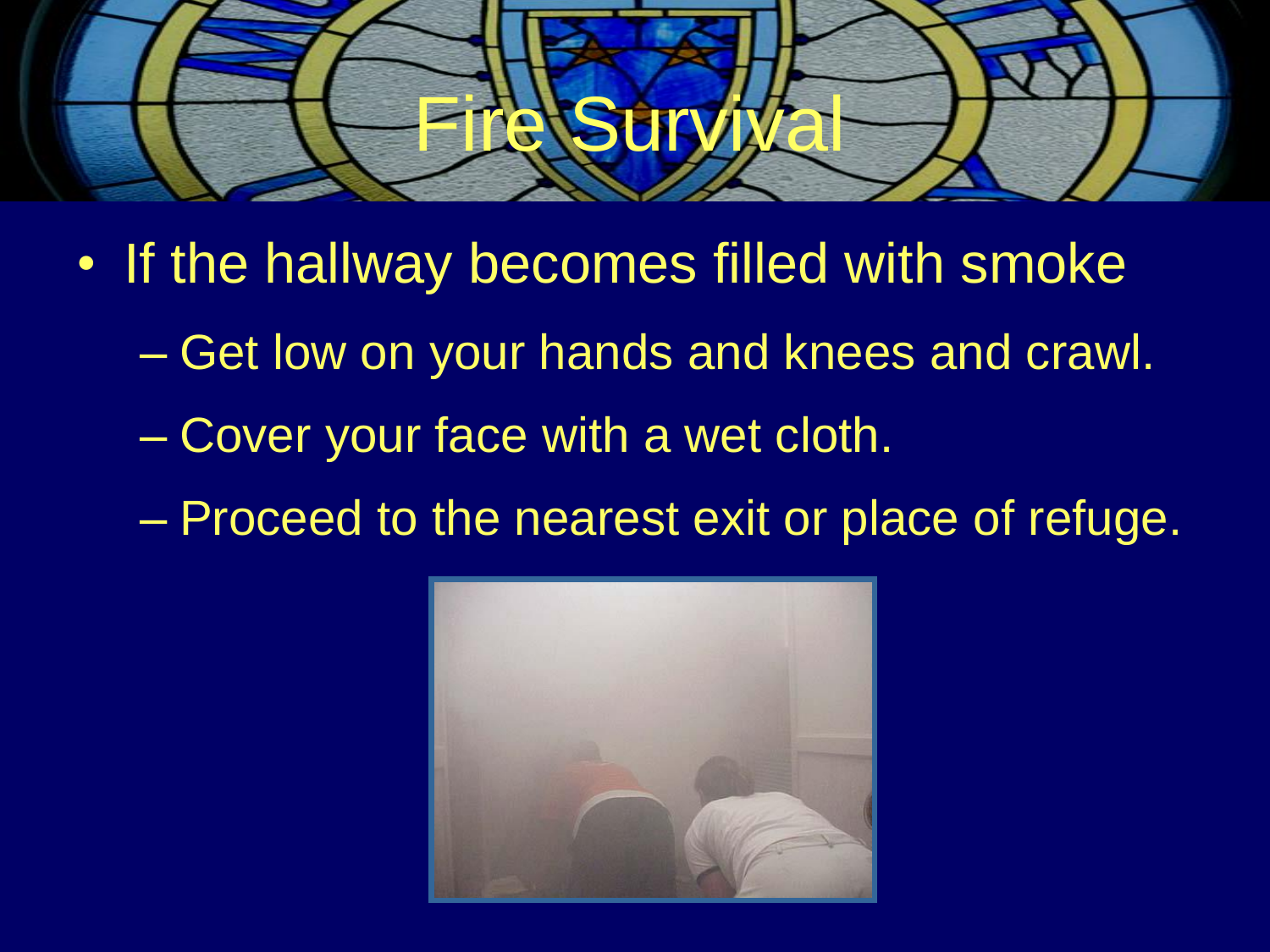# Fire Survival

- If the hallway becomes filled with smoke
  - Get low on your hands and knees and crawl.
  - Cover your face with a wet cloth.
  - Proceed to the nearest exit or place of refuge.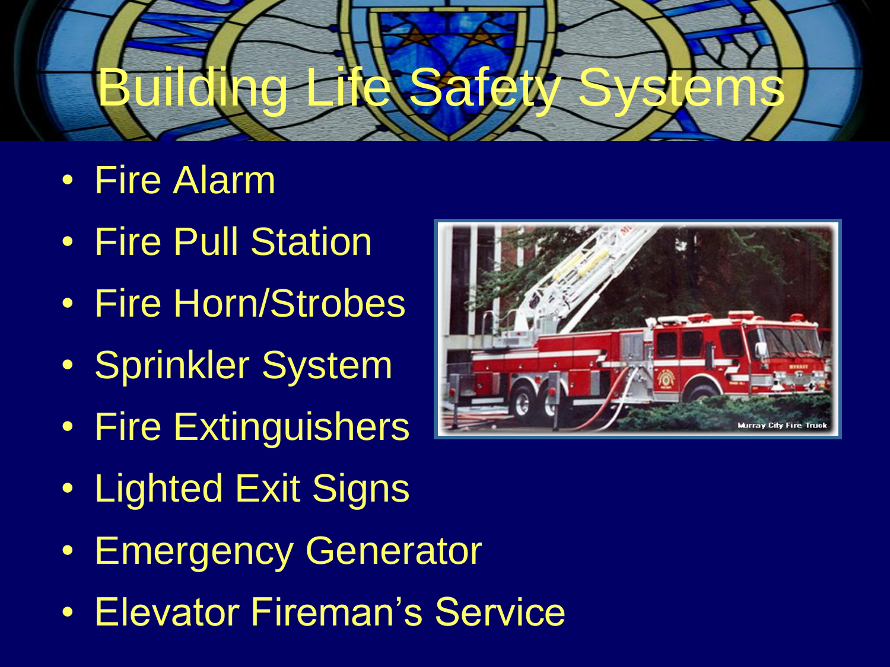# Building Life Safety Systems

- Fire Alarm
- Fire Pull Station
- Fire Horn/Strobes
- Sprinkler System
- Fire Extinguishers
- Lighted Exit Signs
- Emergency Generator
- Elevator Fireman's Service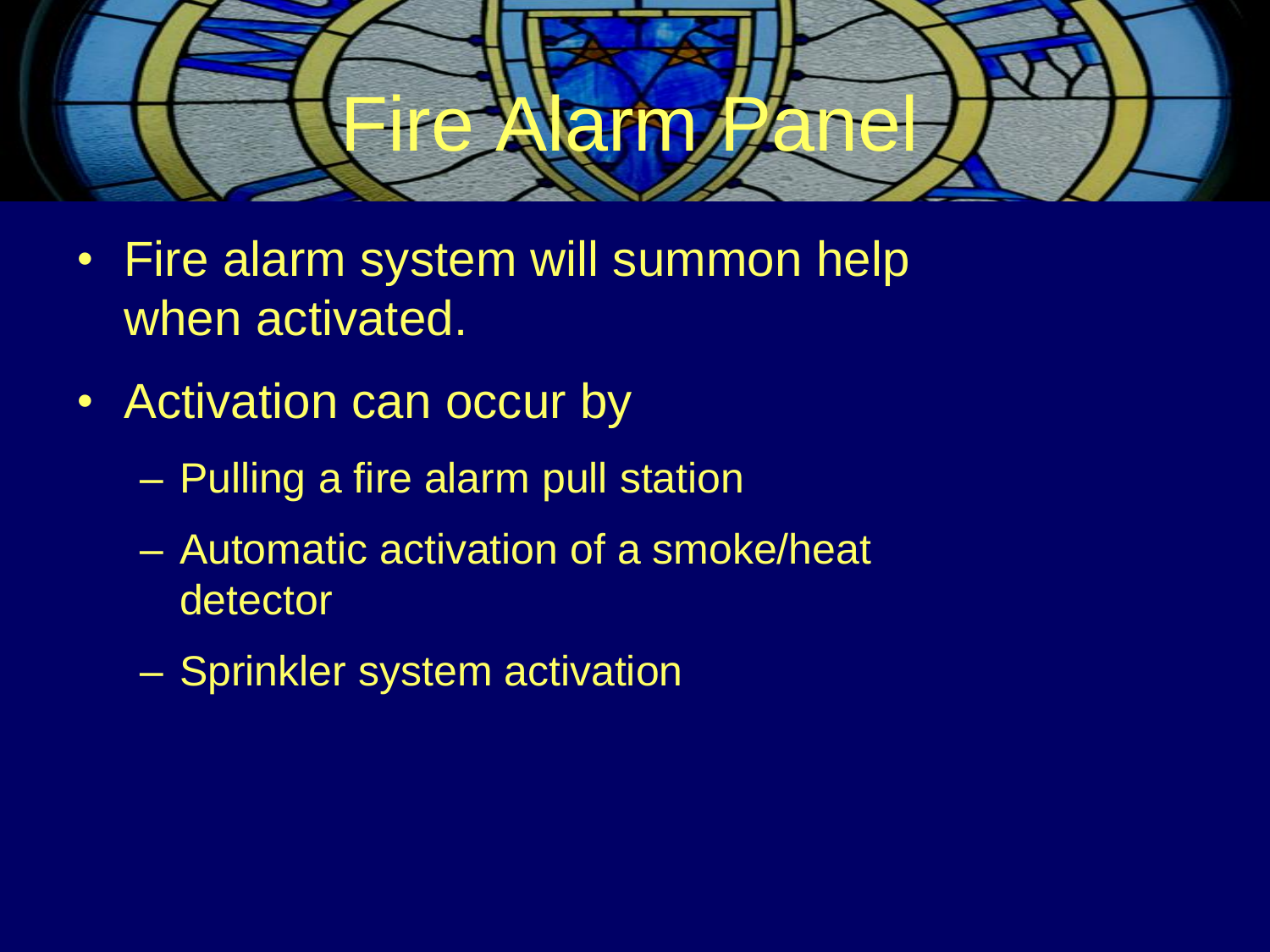# Fire Alarm Panel

- Fire alarm system will summon help when activated.
- Activation can occur by
  - Pulling a fire alarm pull station
  - Automatic activation of a smoke/heat detector
  - Sprinkler system activation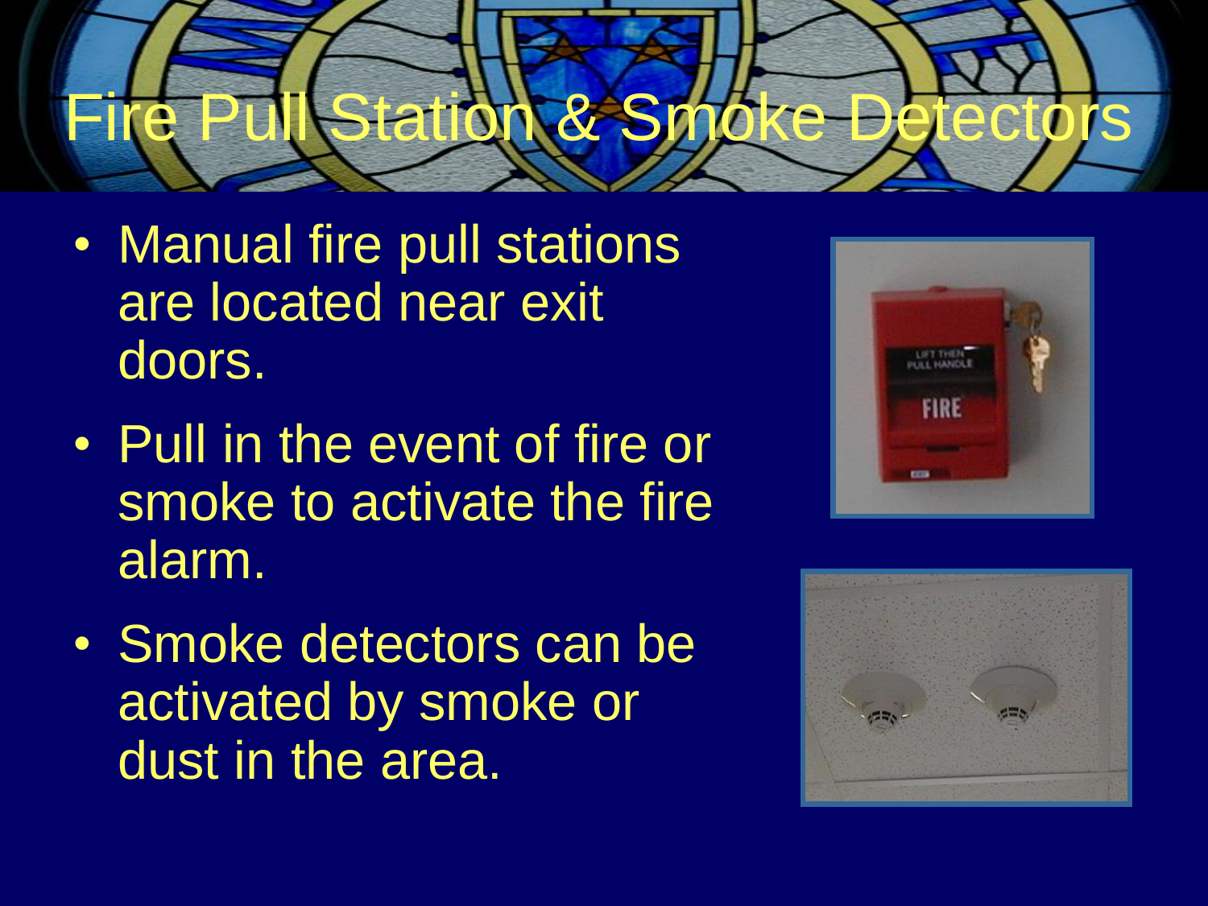# Fire Pull Station & Smoke Detectors

- Manual fire pull stations are located near exit doors.
- Pull in the event of fire or smoke to activate the fire alarm.
- Smoke detectors can be activated by smoke or dust in the area.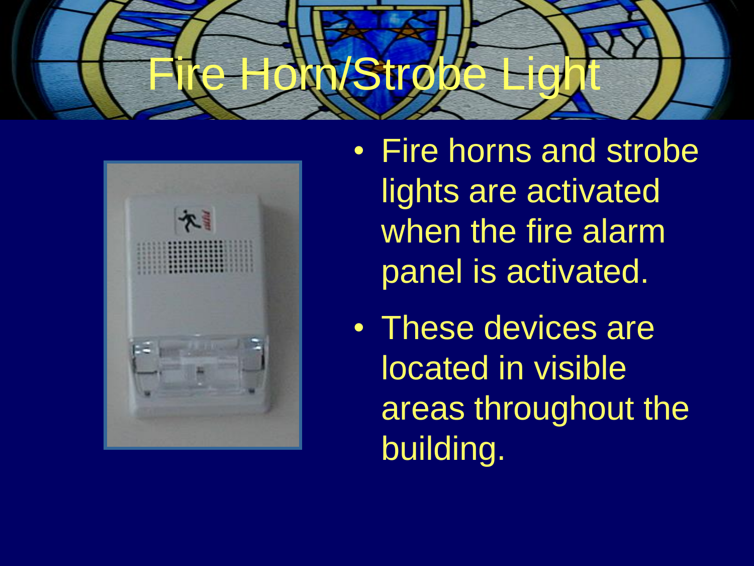# Fire Horn/Strobe Light

- Fire horns and strobe lights are activated when the fire alarm panel is activated.
- These devices are located in visible areas throughout the building.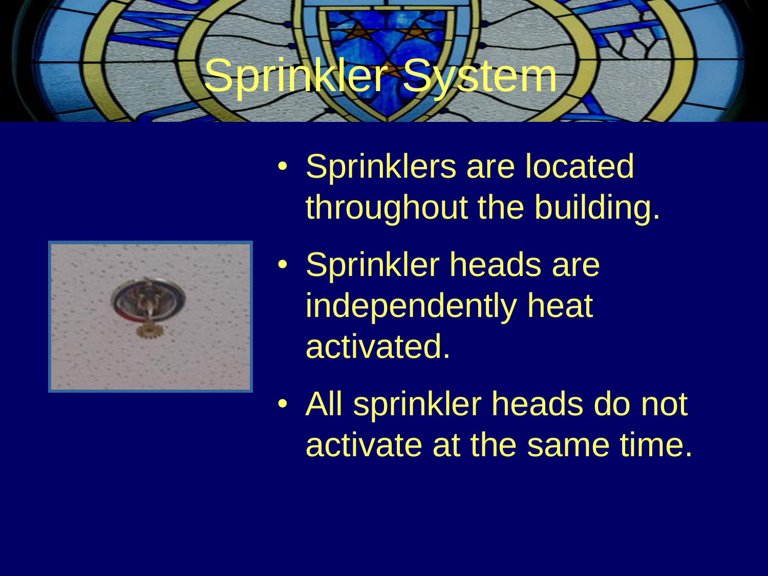# Sprinkler System

- Sprinklers are located throughout the building.
- Sprinkler heads are independently heat activated.
- All sprinkler heads do not activate at the same time.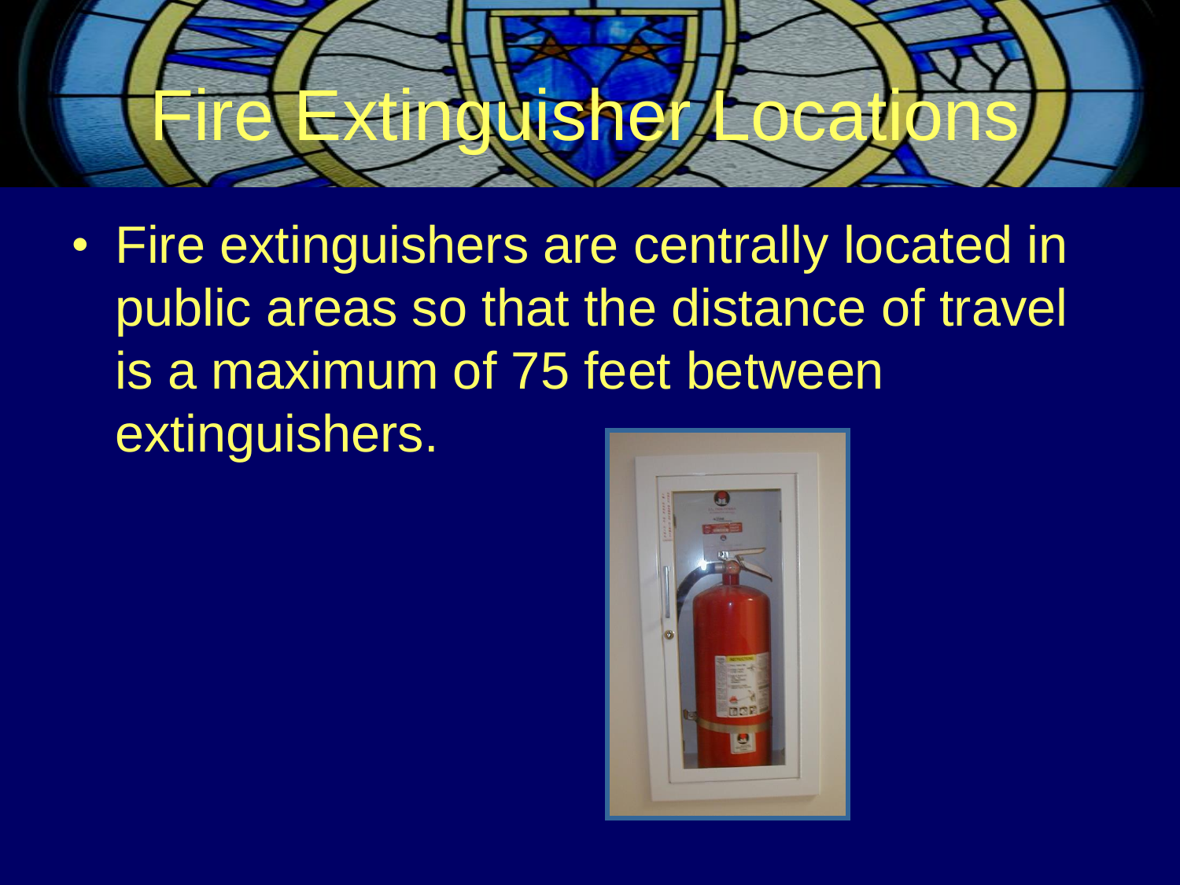# Fire Extinguisher Locations

- Fire extinguishers are centrally located in public areas so that the distance of travel is a maximum of 75 feet between extinguishers.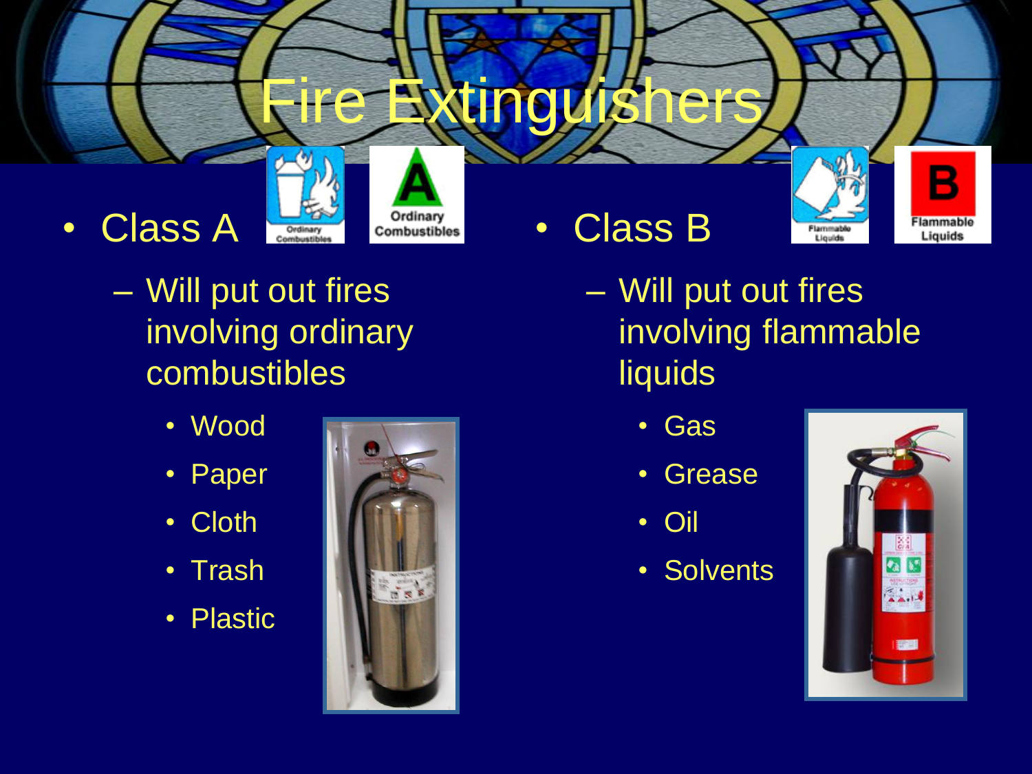# Fire Extinguishers

- Class A
  - Will put out fires involving ordinary combustibles
    - Wood
    - Paper
    - Cloth
    - Trash
    - Plastic

- Class B
  - Will put out fires involving flammable liquids
    - Gas
    - Grease
    - Oil
    - Solvents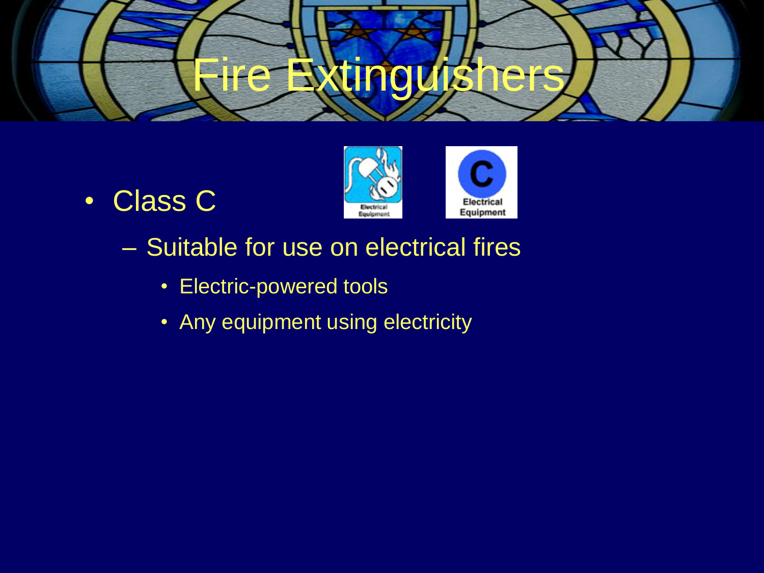# Fire Extinguishers

- Class C
  - Suitable for use on electrical fires
    - Electric-powered tools
    - Any equipment using electricity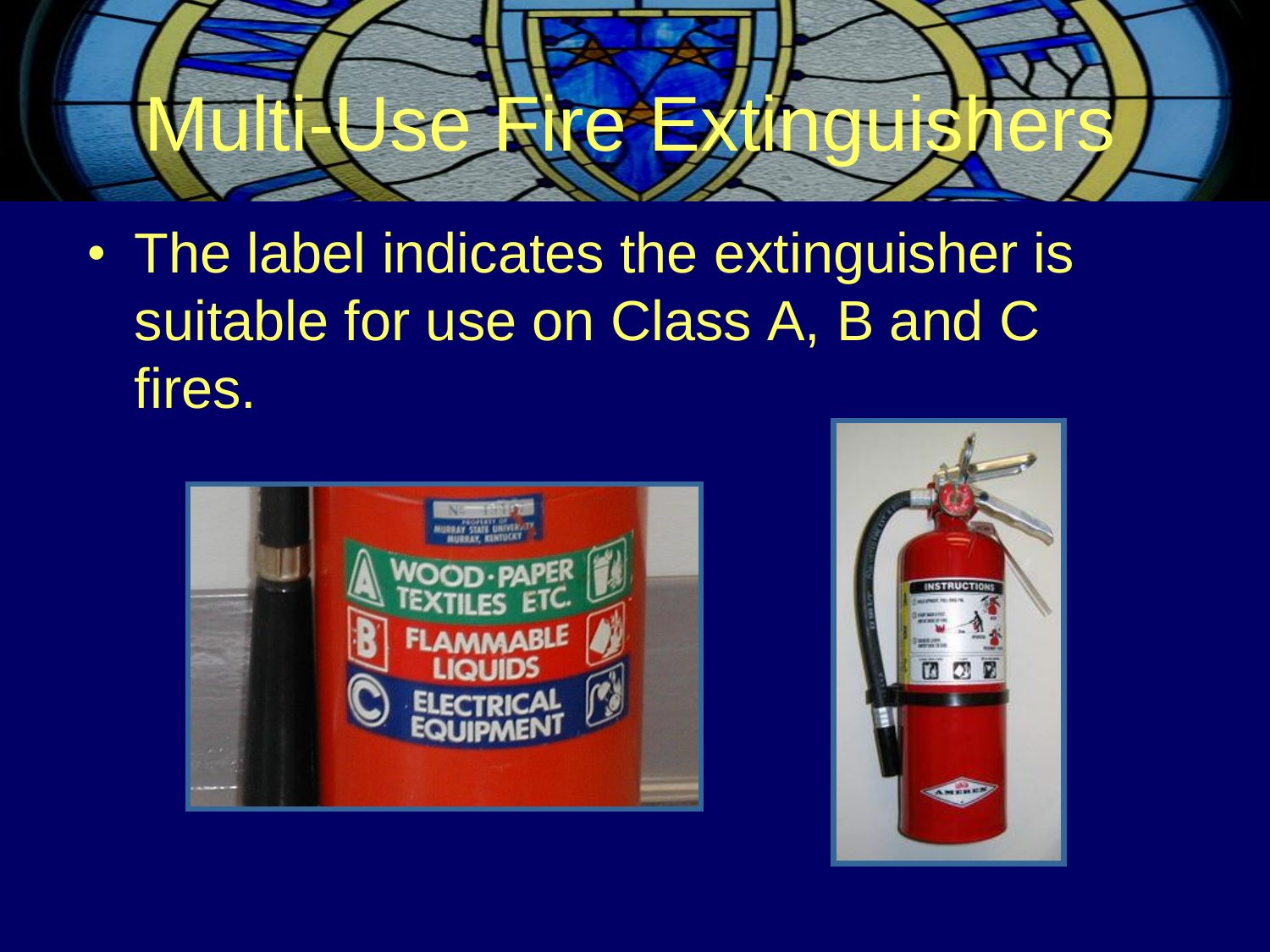# Multi-Use Fire Extinguishers

- The label indicates the extinguisher is suitable for use on Class A, B and C fires.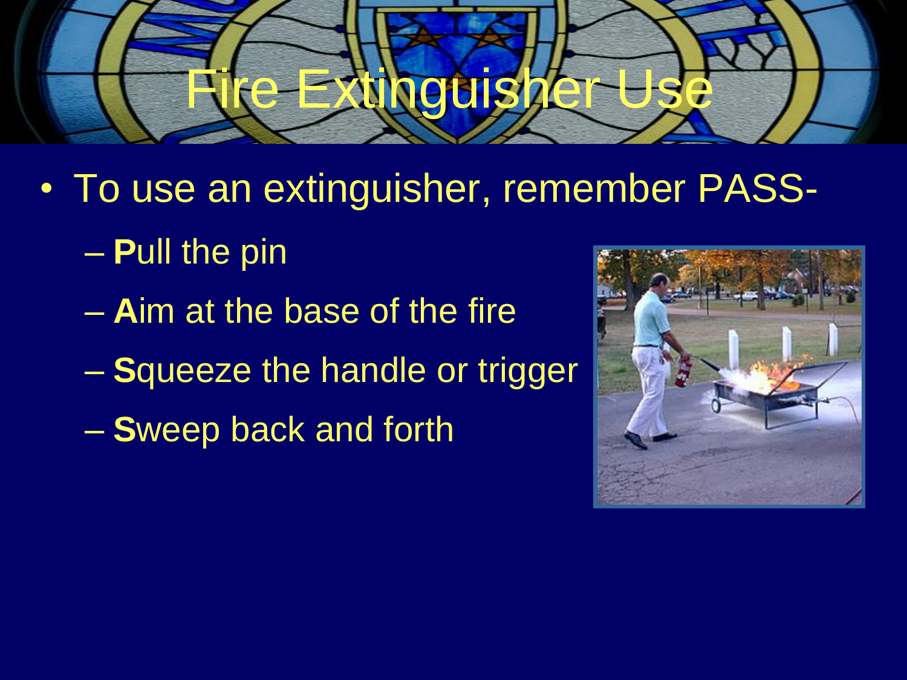# Fire Extinguisher Use

- To use an extinguisher, remember PASS-
  - **P**ull the pin
  - **A**im at the base of the fire
  - **S**queeze the handle or trigger
  - **S**weep back and forth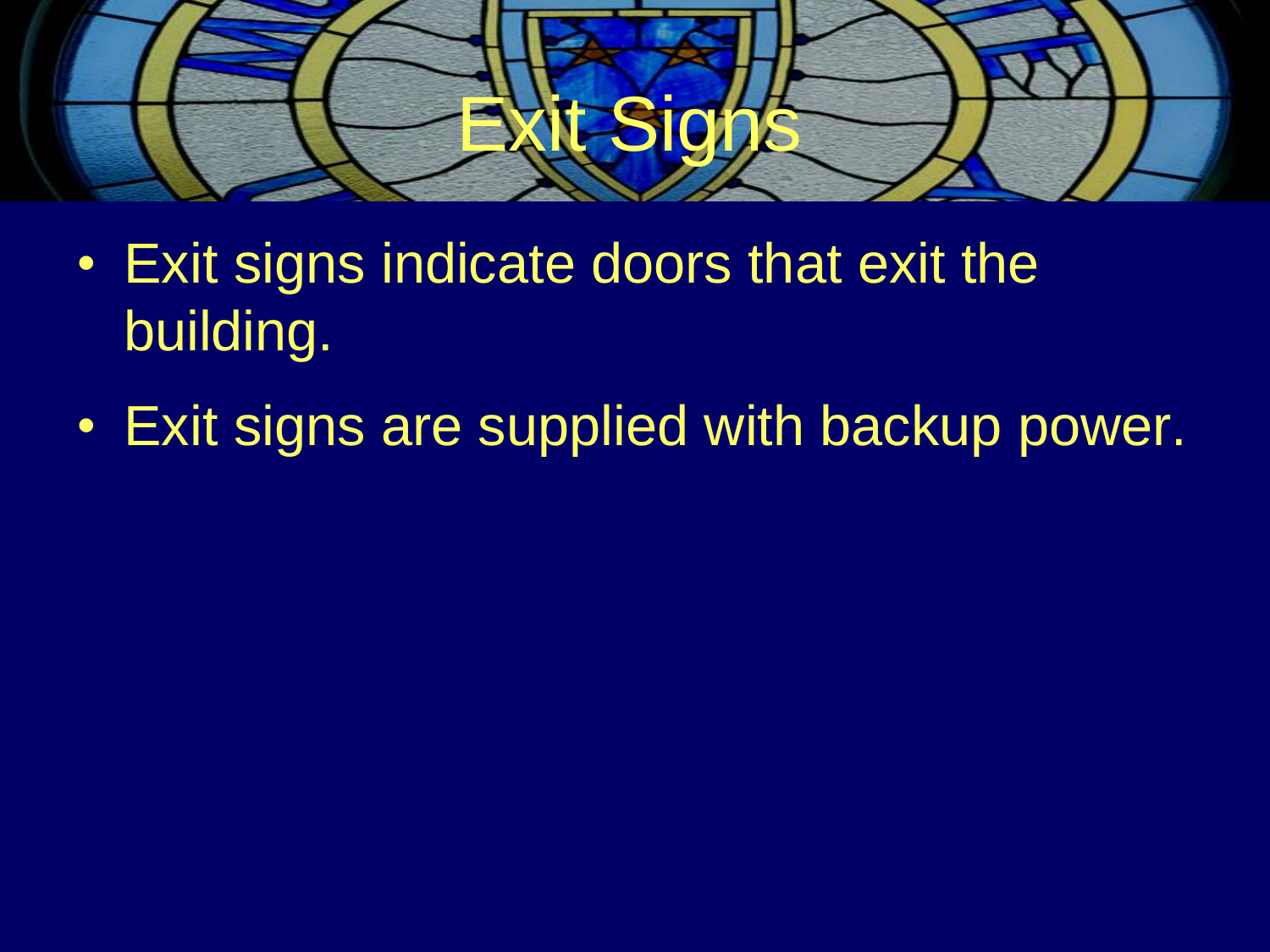# Exit Signs

- Exit signs indicate doors that exit the building.
- Exit signs are supplied with backup power.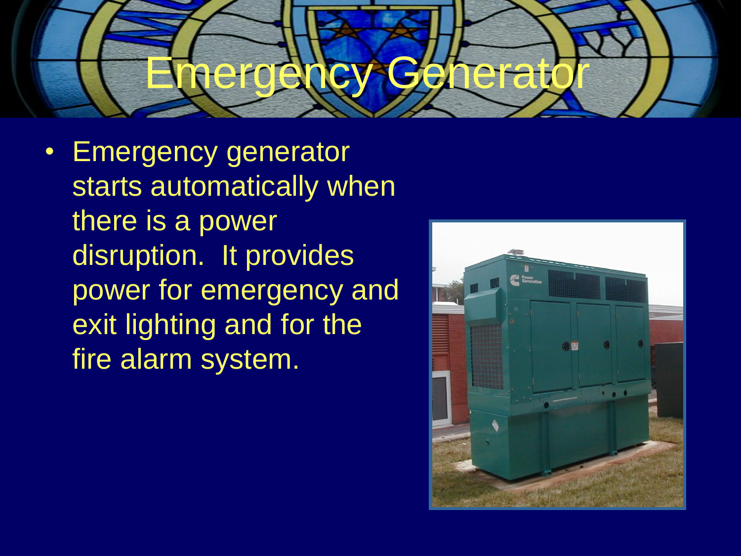# Emergency Generator

- Emergency generator starts automatically when there is a power disruption. It provides power for emergency and exit lighting and for the fire alarm system.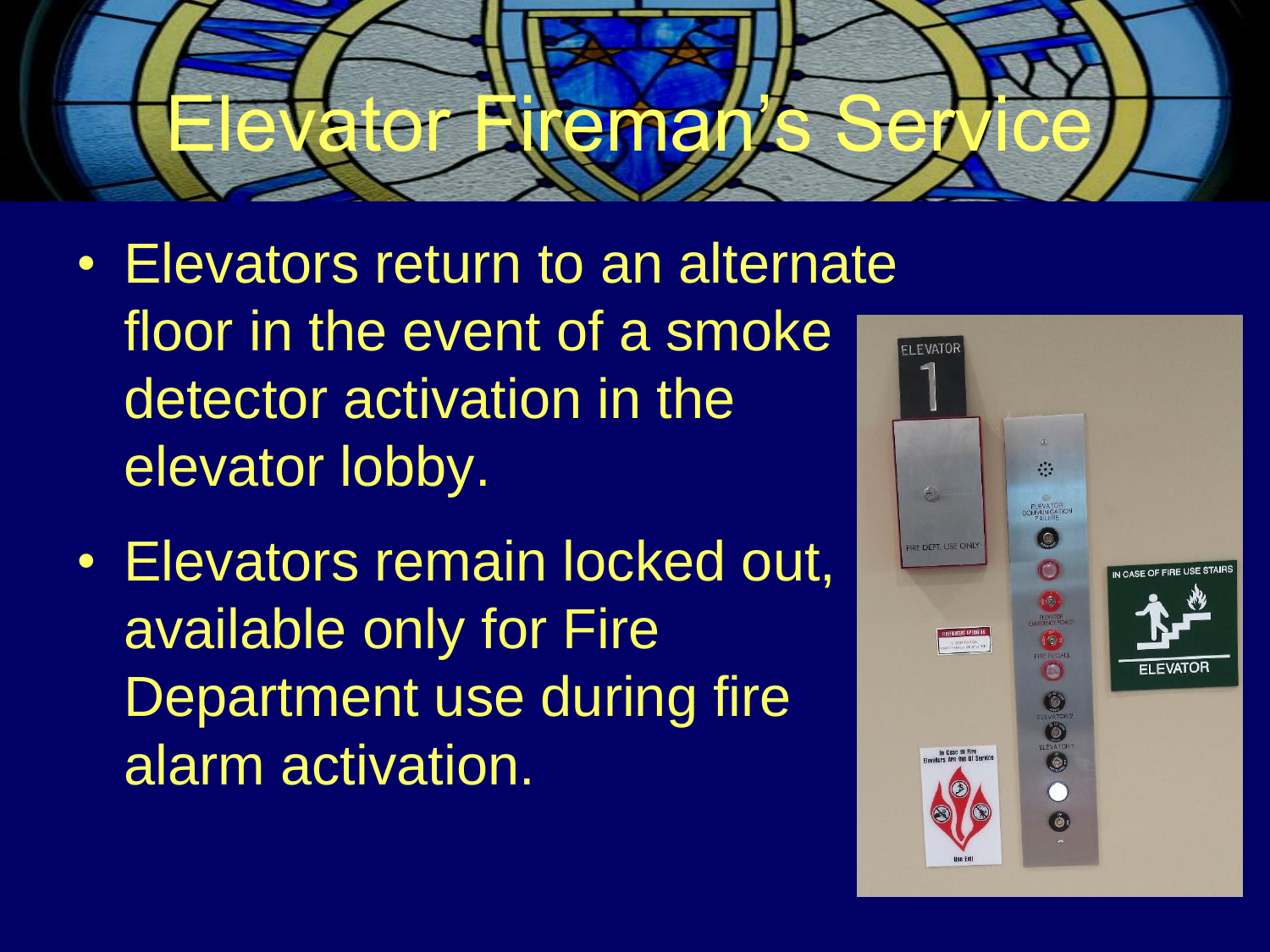# Elevator Fireman's Service

- Elevators return to an alternate floor in the event of a smoke detector activation in the elevator lobby.
- Elevators remain locked out, available only for Fire Department use during fire alarm activation.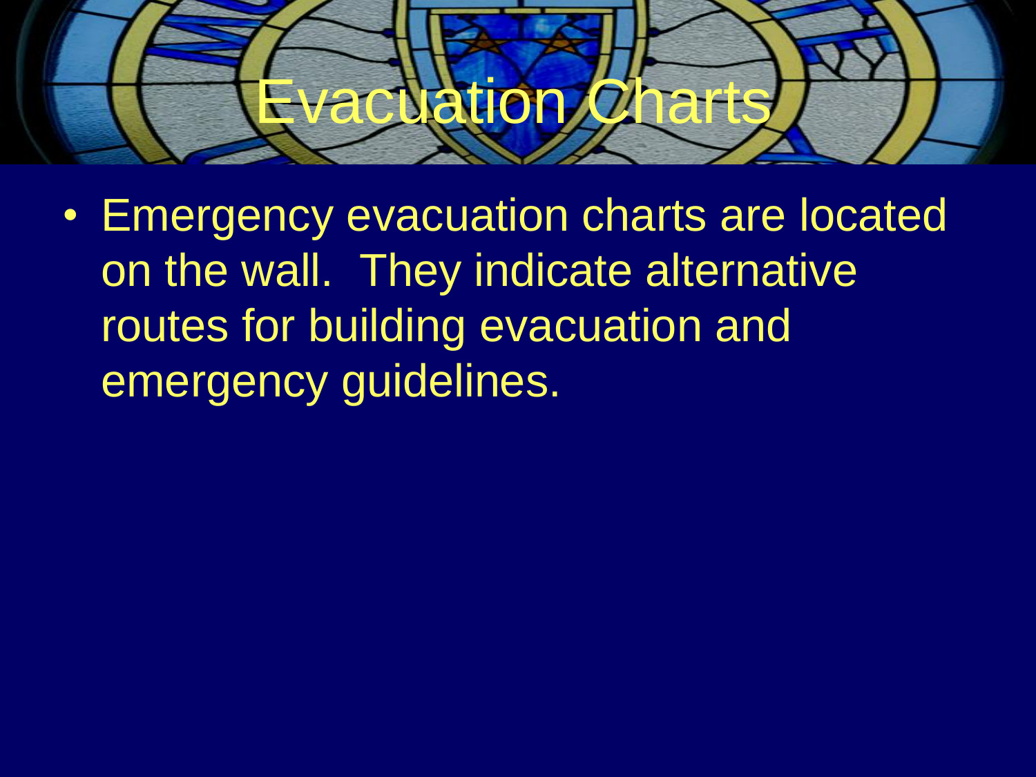# Evacuation Charts

- Emergency evacuation charts are located on the wall. They indicate alternative routes for building evacuation and emergency guidelines.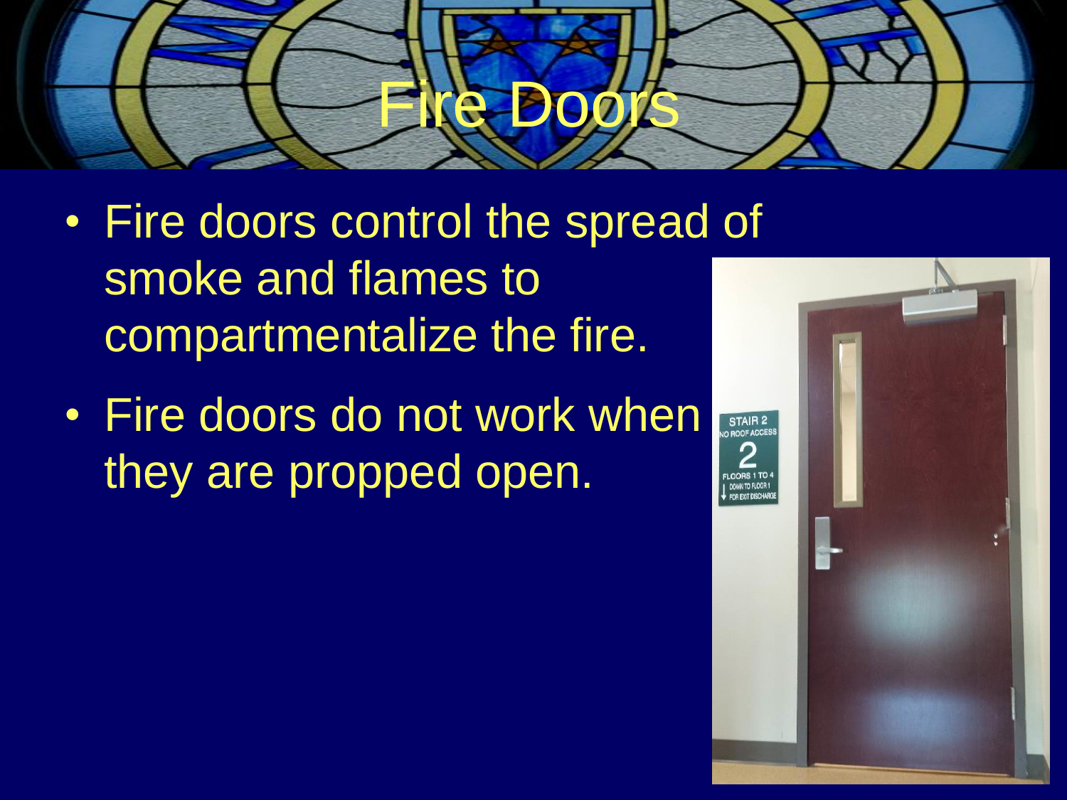# Fire Doors

- Fire doors control the spread of smoke and flames to compartmentalize the fire.
- Fire doors do not work when they are propped open.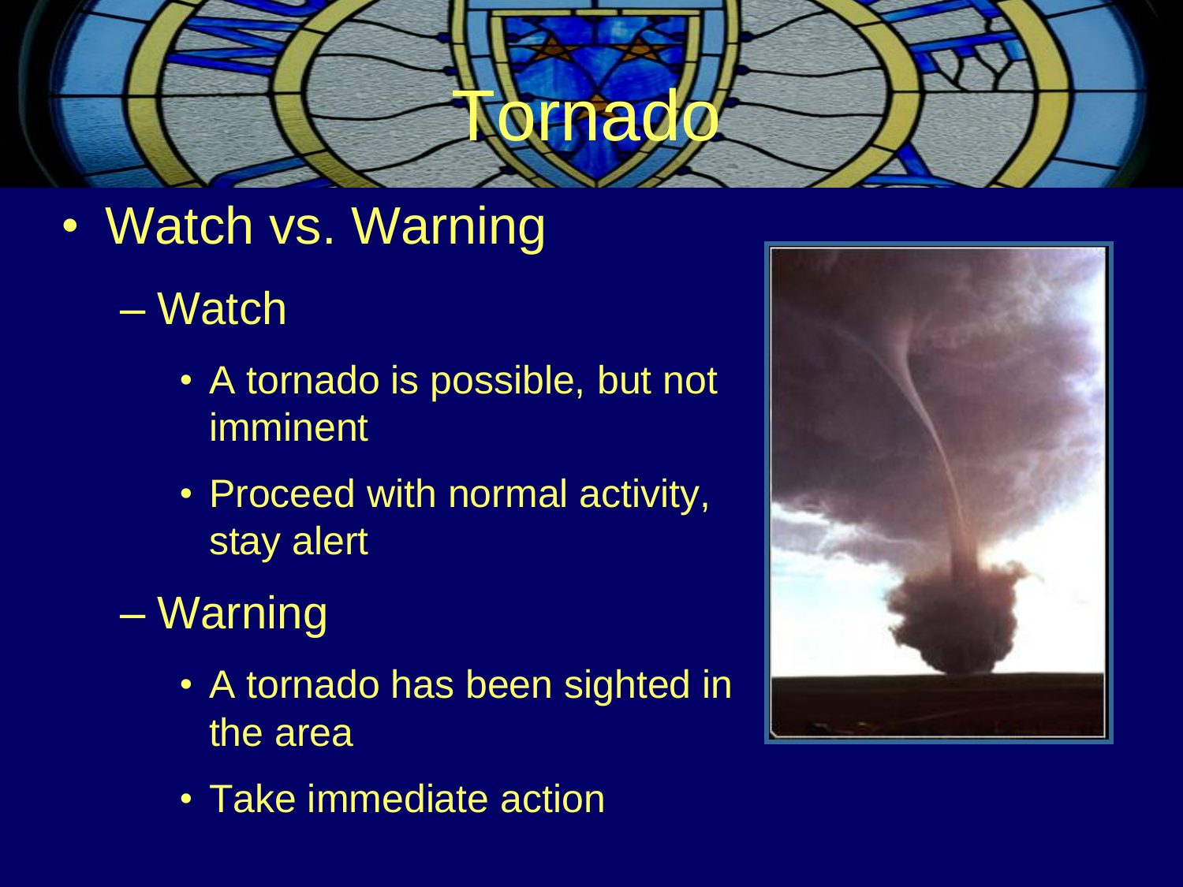# Tornado

- Watch vs. Warning
  - Watch
    - A tornado is possible, but not imminent
    - Proceed with normal activity, stay alert
  - Warning
    - A tornado has been sighted in the area
    - Take immediate action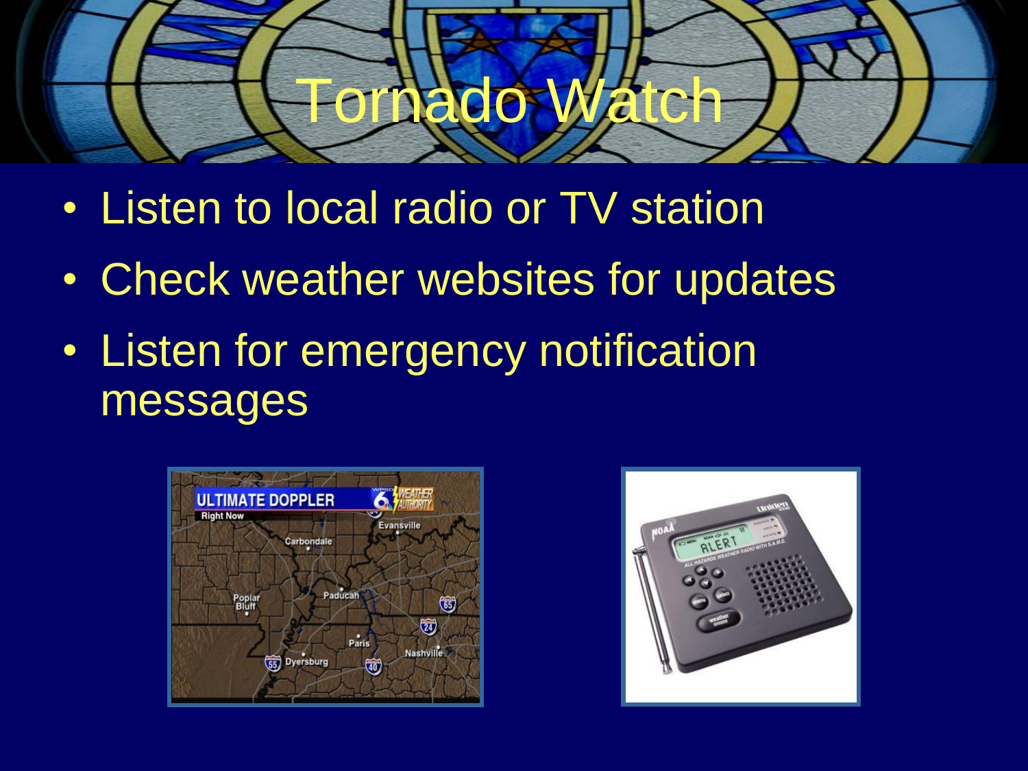# Tornado Watch

- Listen to local radio or TV station
- Check weather websites for updates
- Listen for emergency notification messages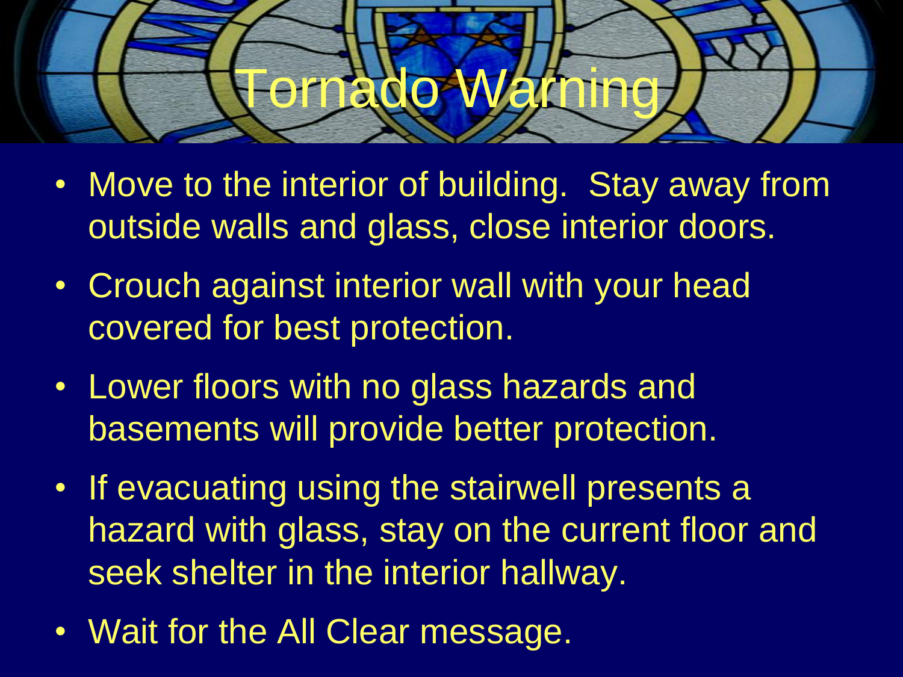# Tornado Warning

- Move to the interior of building. Stay away from outside walls and glass, close interior doors.
- Crouch against interior wall with your head covered for best protection.
- Lower floors with no glass hazards and basements will provide better protection.
- If evacuating using the stairwell presents a hazard with glass, stay on the current floor and seek shelter in the interior hallway.
- Wait for the All Clear message.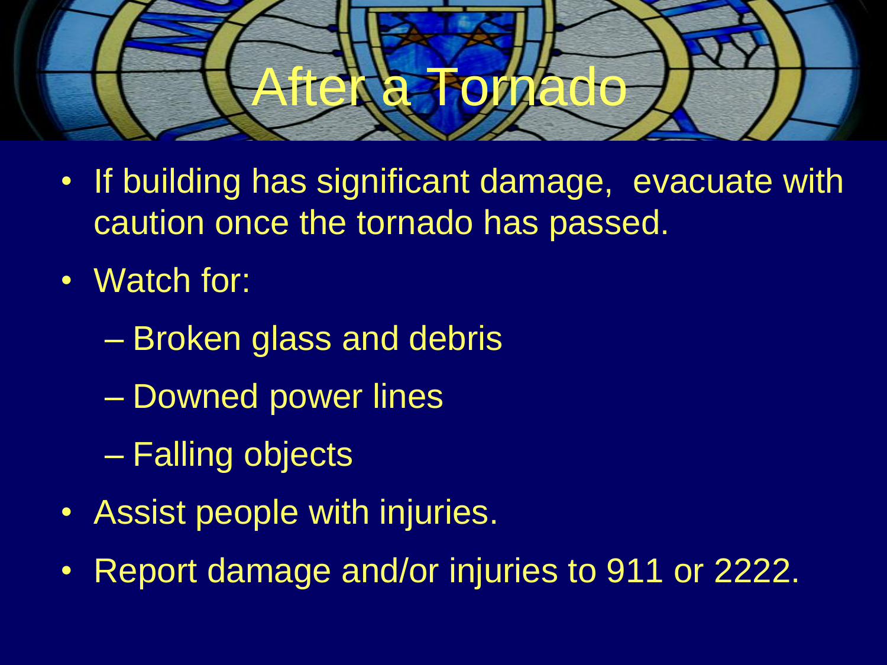# After a Tornado

- If building has significant damage, evacuate with caution once the tornado has passed.
- Watch for:
  - Broken glass and debris
  - Downed power lines
  - Falling objects
- Assist people with injuries.
- Report damage and/or injuries to 911 or 2222.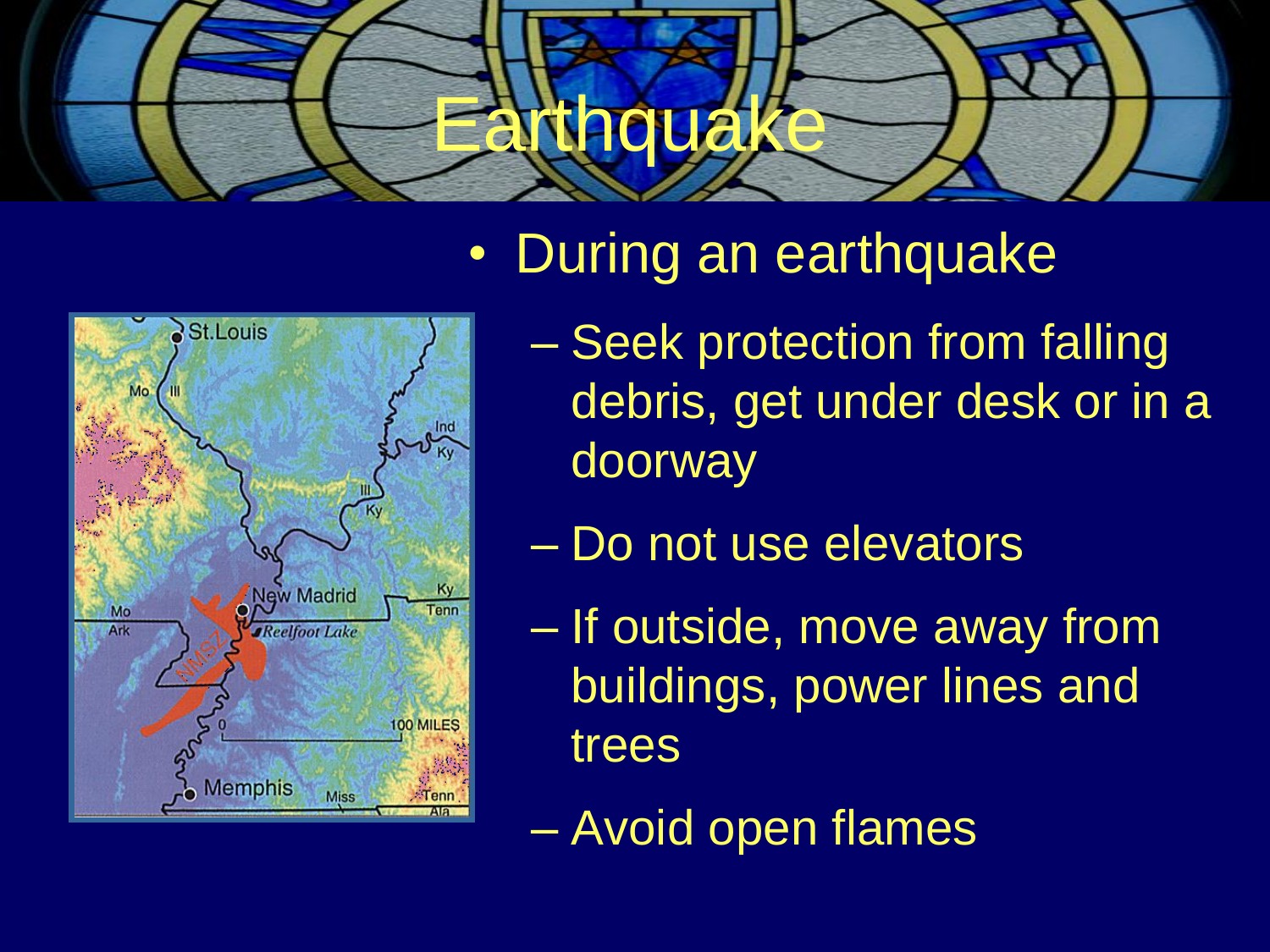# Earthquake

- During an earthquake
  - Seek protection from falling debris, get under desk or in a doorway
  - Do not use elevators
  - If outside, move away from buildings, power lines and trees
  - Avoid open flames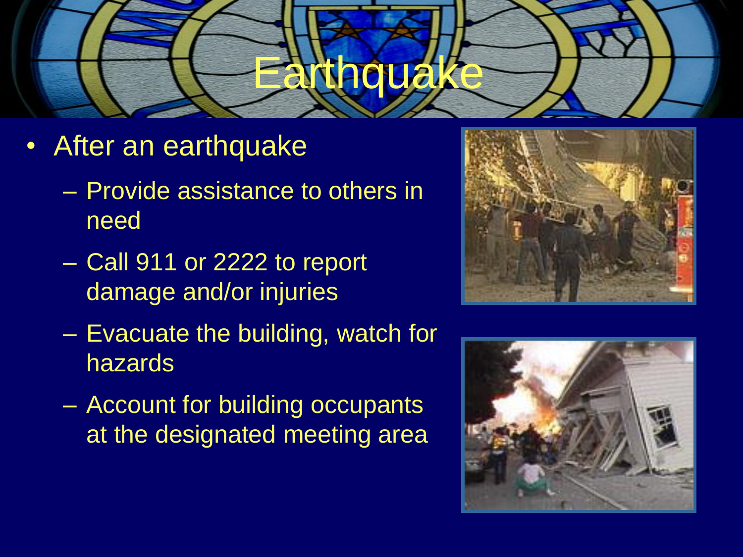# Earthquake

- After an earthquake
  - Provide assistance to others in need
  - Call 911 or 2222 to report damage and/or injuries
  - Evacuate the building, watch for hazards
  - Account for building occupants at the designated meeting area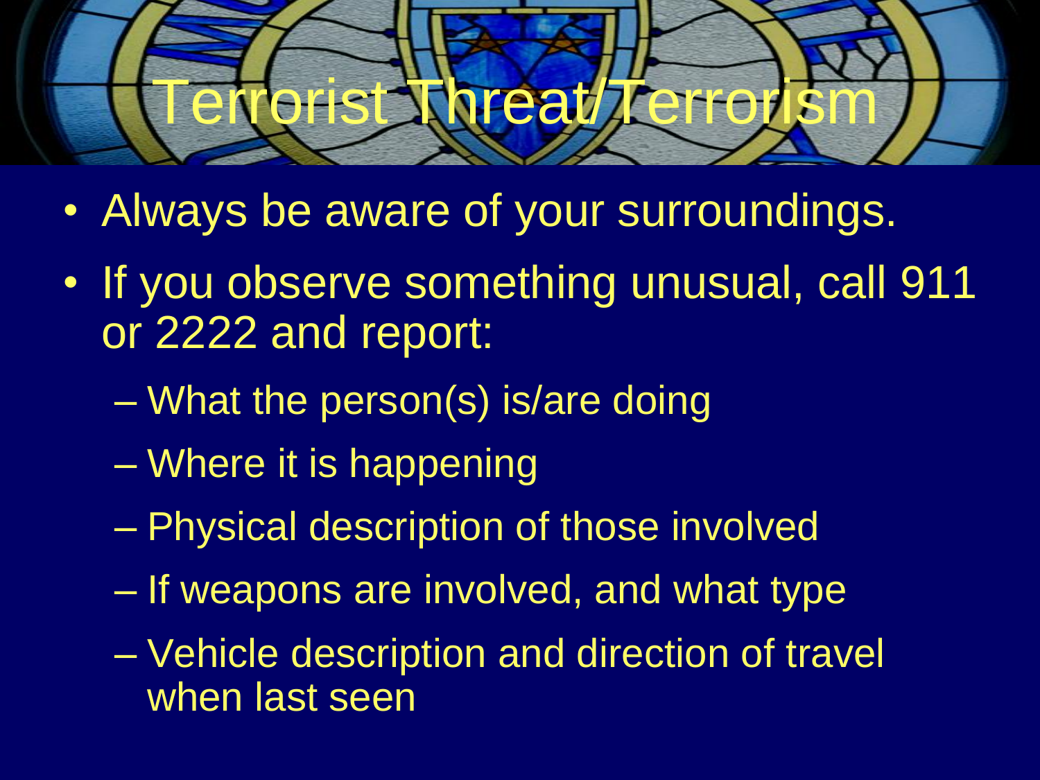# Terrorist Threat/Terrorism

- Always be aware of your surroundings.
- If you observe something unusual, call 911 or 2222 and report:
  - What the person(s) is/are doing
  - Where it is happening
  - Physical description of those involved
  - If weapons are involved, and what type
  - Vehicle description and direction of travel when last seen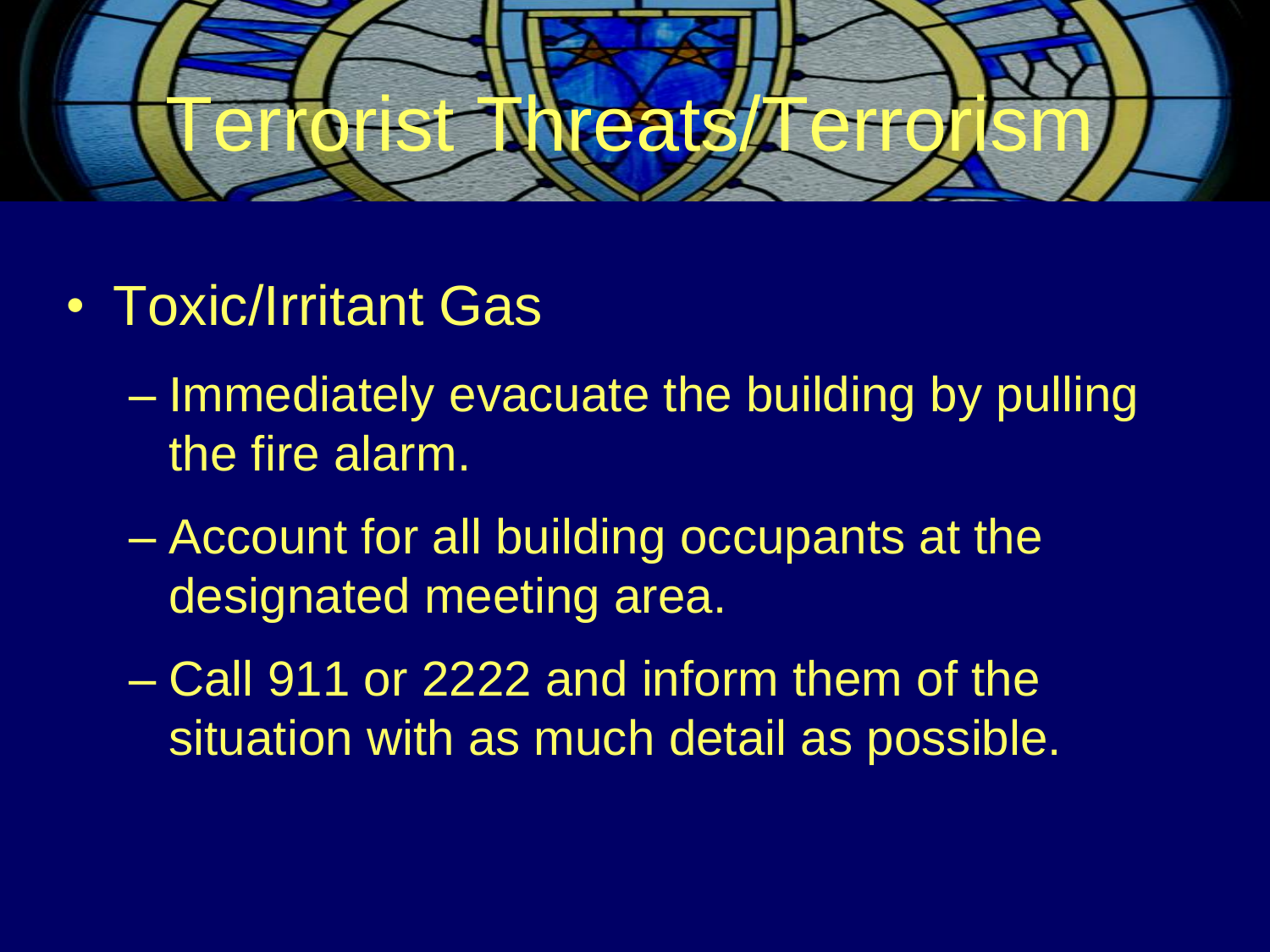# Terrorist Threats/Terrorism

- Toxic/Irritant Gas
  - Immediately evacuate the building by pulling the fire alarm.
  - Account for all building occupants at the designated meeting area.
  - Call 911 or 2222 and inform them of the situation with as much detail as possible.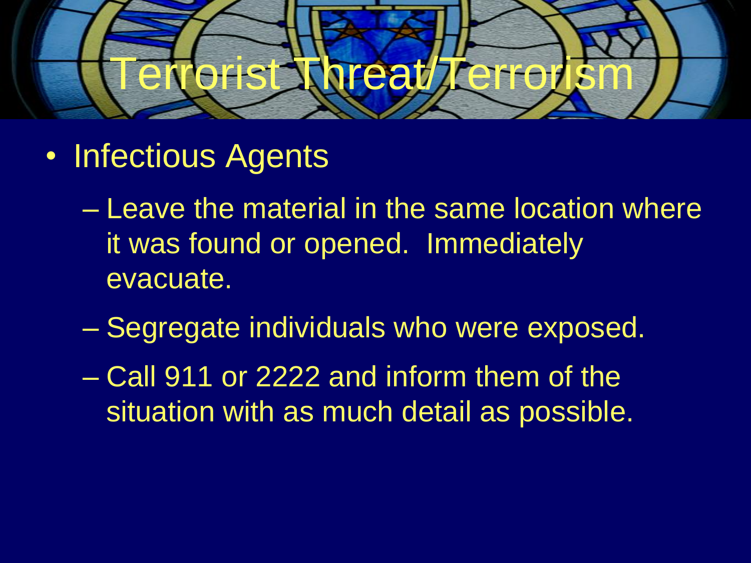# Terrorist Threat/Terrorism

- Infectious Agents
  - Leave the material in the same location where it was found or opened. Immediately evacuate.
  - Segregate individuals who were exposed.
  - Call 911 or 2222 and inform them of the situation with as much detail as possible.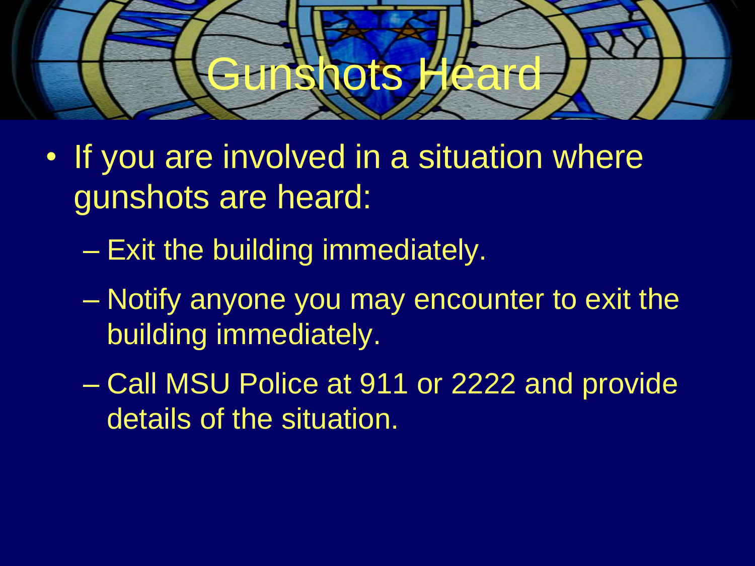# Gunshots Heard

- If you are involved in a situation where gunshots are heard:
  - Exit the building immediately.
  - Notify anyone you may encounter to exit the building immediately.
  - Call MSU Police at 911 or 2222 and provide details of the situation.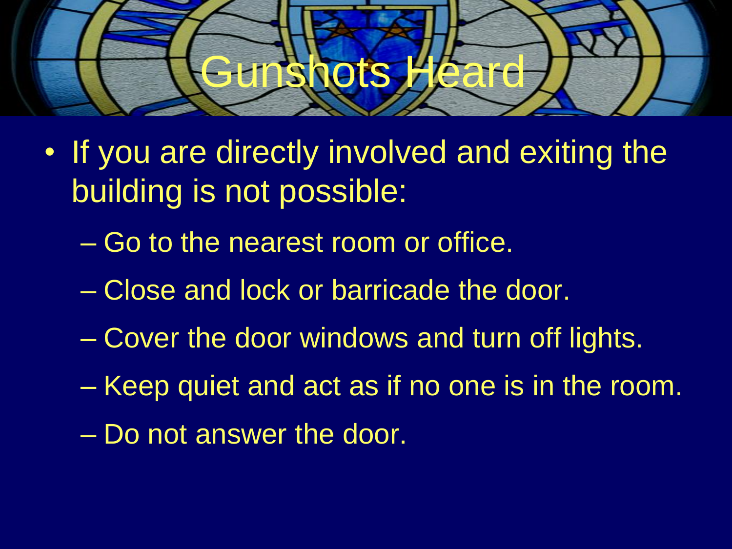# Gunshots Heard

- If you are directly involved and exiting the building is not possible:
  - Go to the nearest room or office.
  - Close and lock or barricade the door.
  - Cover the door windows and turn off lights.
  - Keep quiet and act as if no one is in the room.
  - Do not answer the door.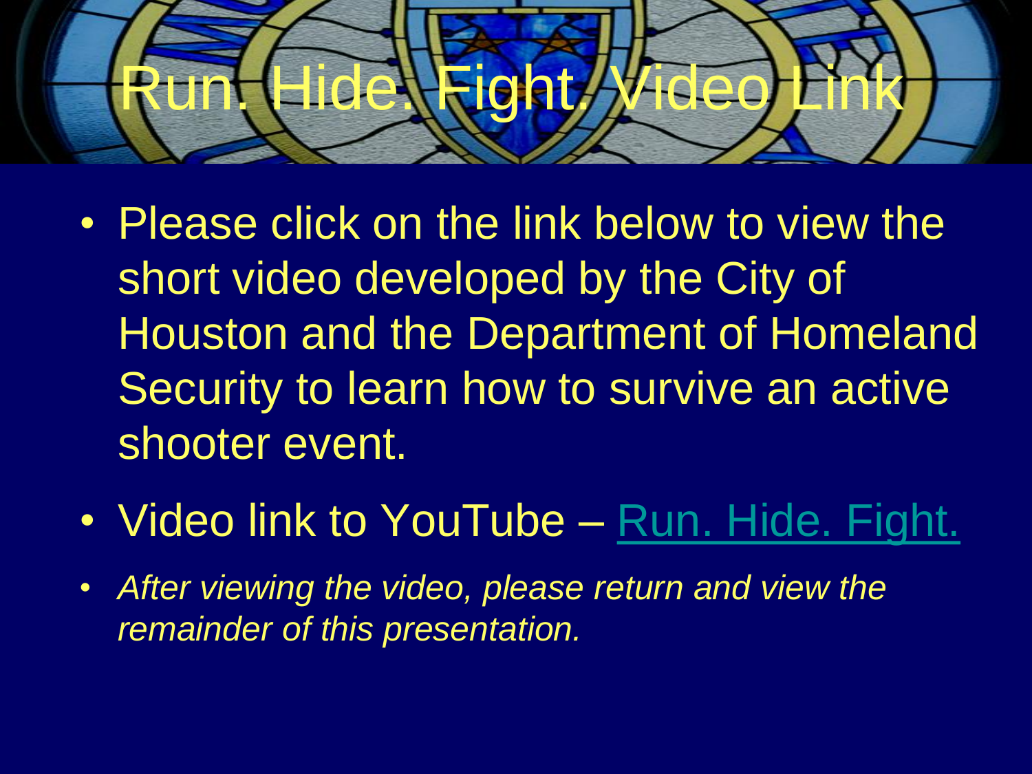# Run. Hide. Fight. Video Link

- Please click on the link below to view the short video developed by the City of Houston and the Department of Homeland Security to learn how to survive an active shooter event.
- Video link to YouTube – Run. Hide. Fight.
- *After viewing the video, please return and view the remainder of this presentation.*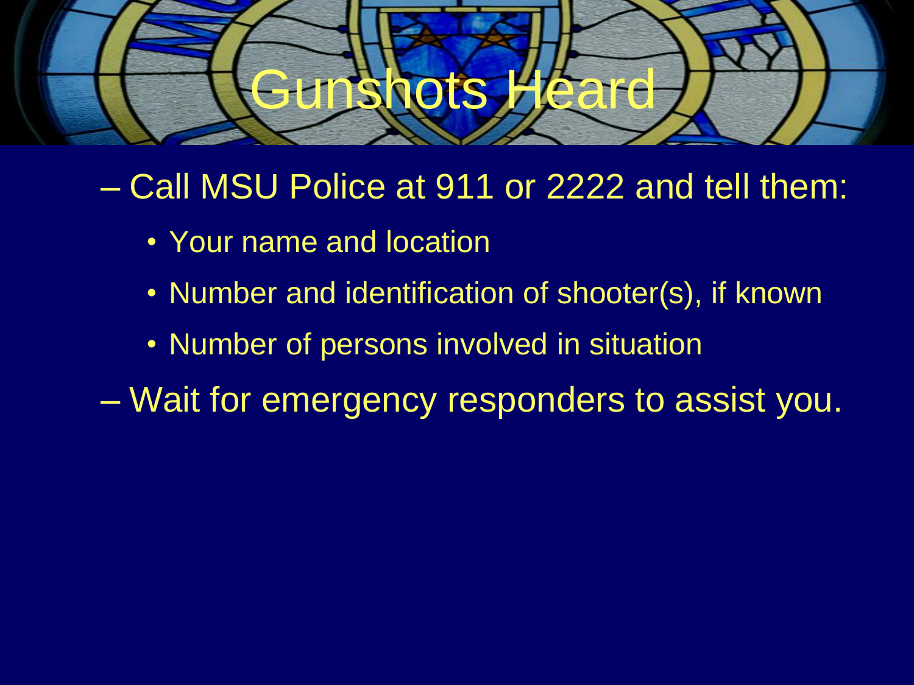# Gunshots Heard

- Call MSU Police at 911 or 2222 and tell them:
  - Your name and location
  - Number and identification of shooter(s), if known
  - Number of persons involved in situation
- Wait for emergency responders to assist you.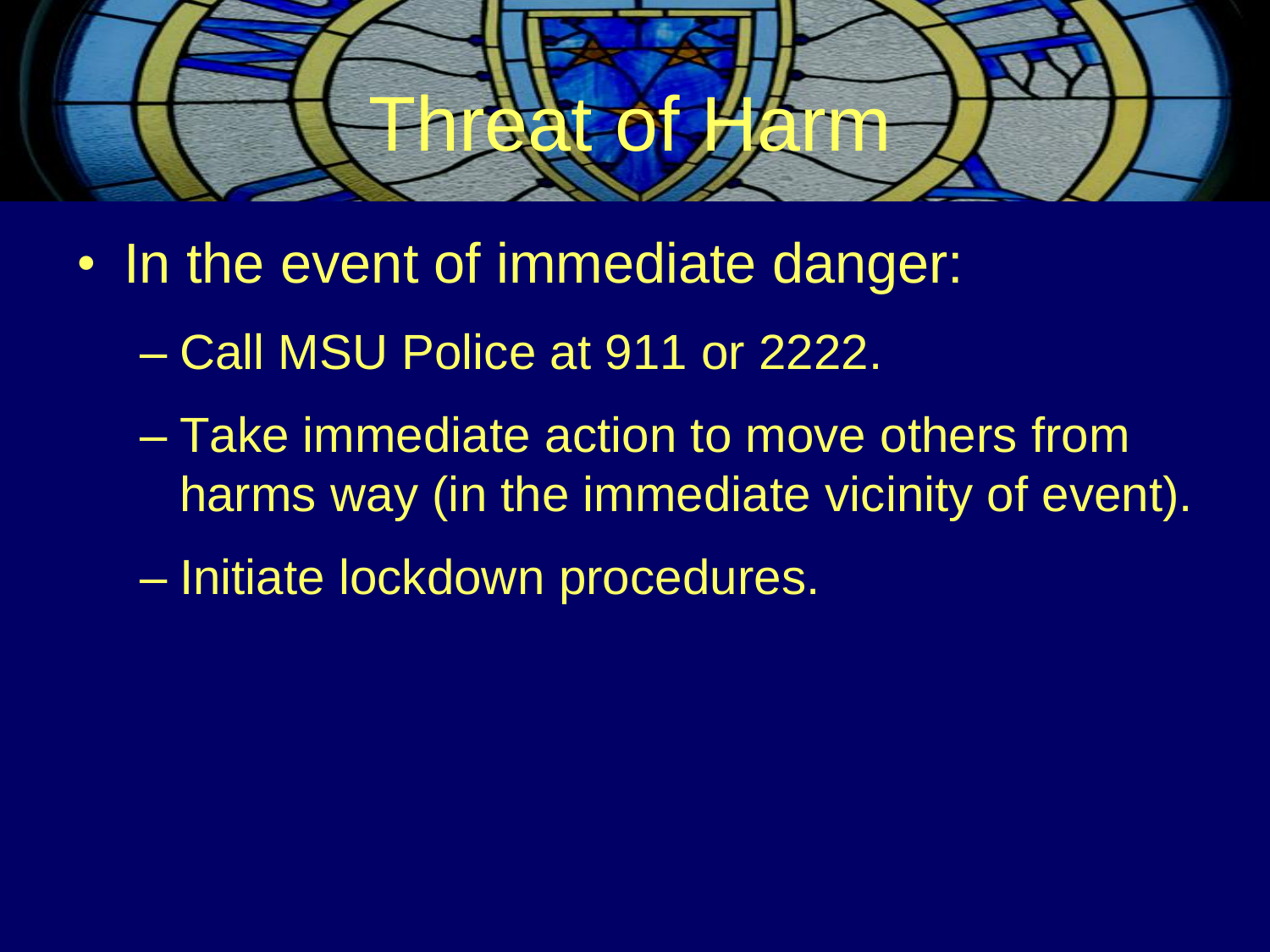# Threat of Harm

- In the event of immediate danger:
  - Call MSU Police at 911 or 2222.
  - Take immediate action to move others from harms way (in the immediate vicinity of event).
  - Initiate lockdown procedures.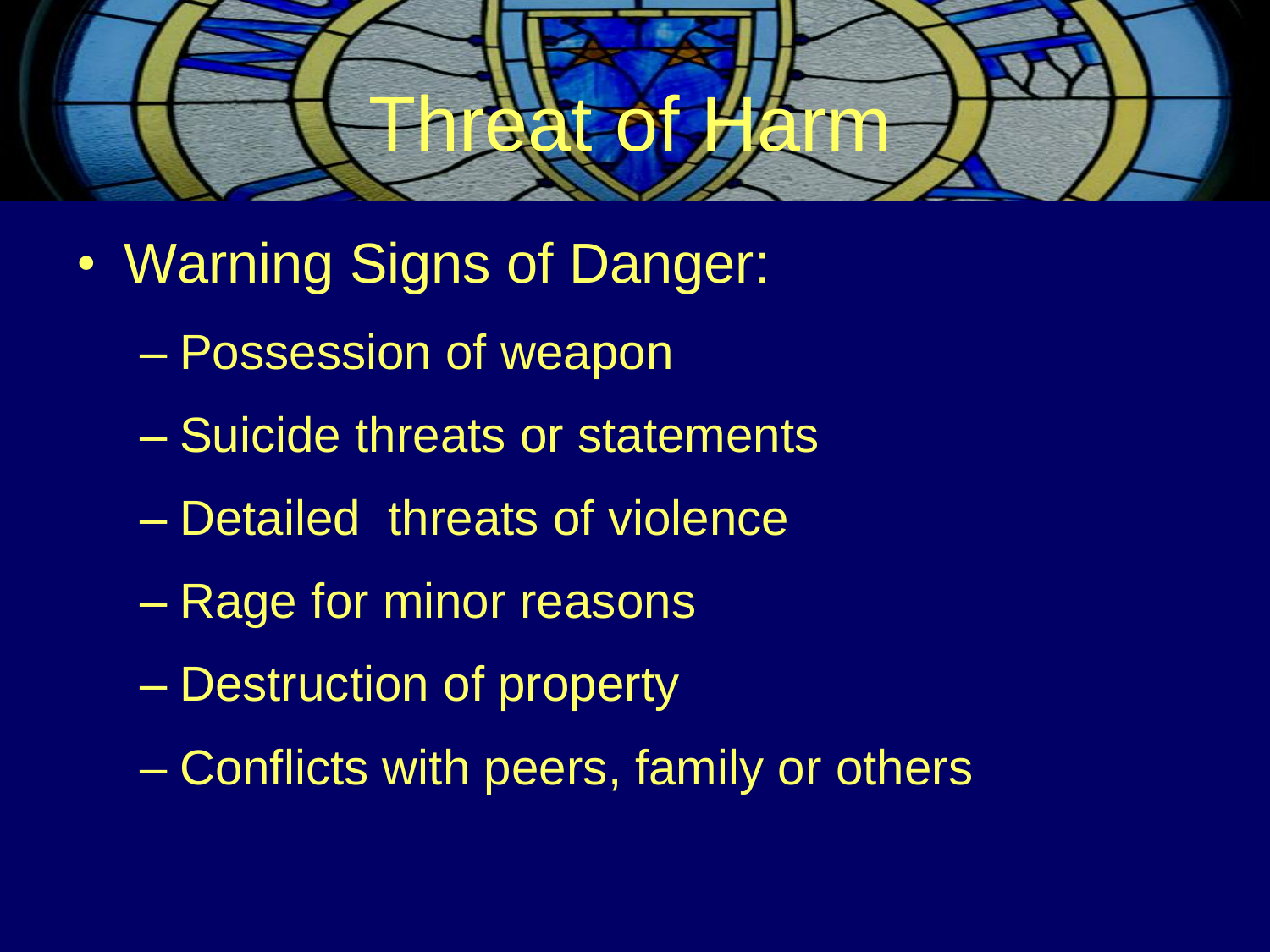# Threat of Harm

- Warning Signs of Danger:
  - Possession of weapon
  - Suicide threats or statements
  - Detailed threats of violence
  - Rage for minor reasons
  - Destruction of property
  - Conflicts with peers, family or others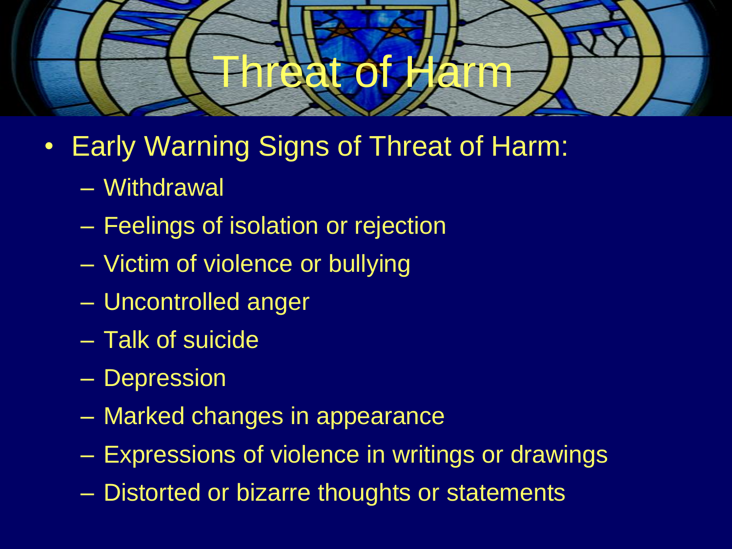# Threat of Harm

- Early Warning Signs of Threat of Harm:
  - Withdrawal
  - Feelings of isolation or rejection
  - Victim of violence or bullying
  - Uncontrolled anger
  - Talk of suicide
  - Depression
  - Marked changes in appearance
  - Expressions of violence in writings or drawings
  - Distorted or bizarre thoughts or statements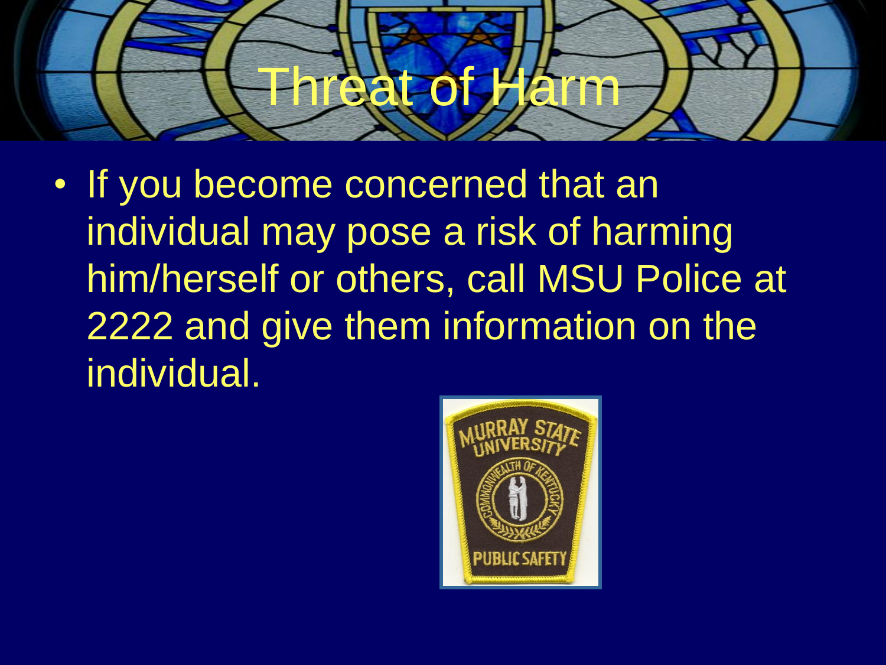# Threat of Harm

- If you become concerned that an individual may pose a risk of harming him/herself or others, call MSU Police at 2222 and give them information on the individual.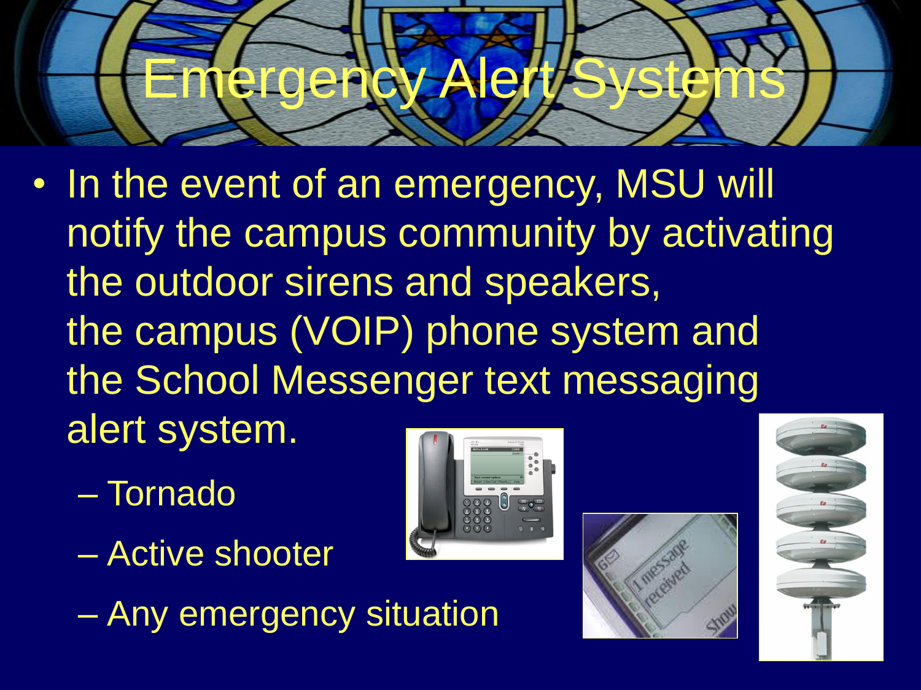# Emergency Alert Systems

- In the event of an emergency, MSU will notify the campus community by activating the outdoor sirens and speakers, the campus (VOIP) phone system and the School Messenger text messaging alert system.
  - Tornado
  - Active shooter
  - Any emergency situation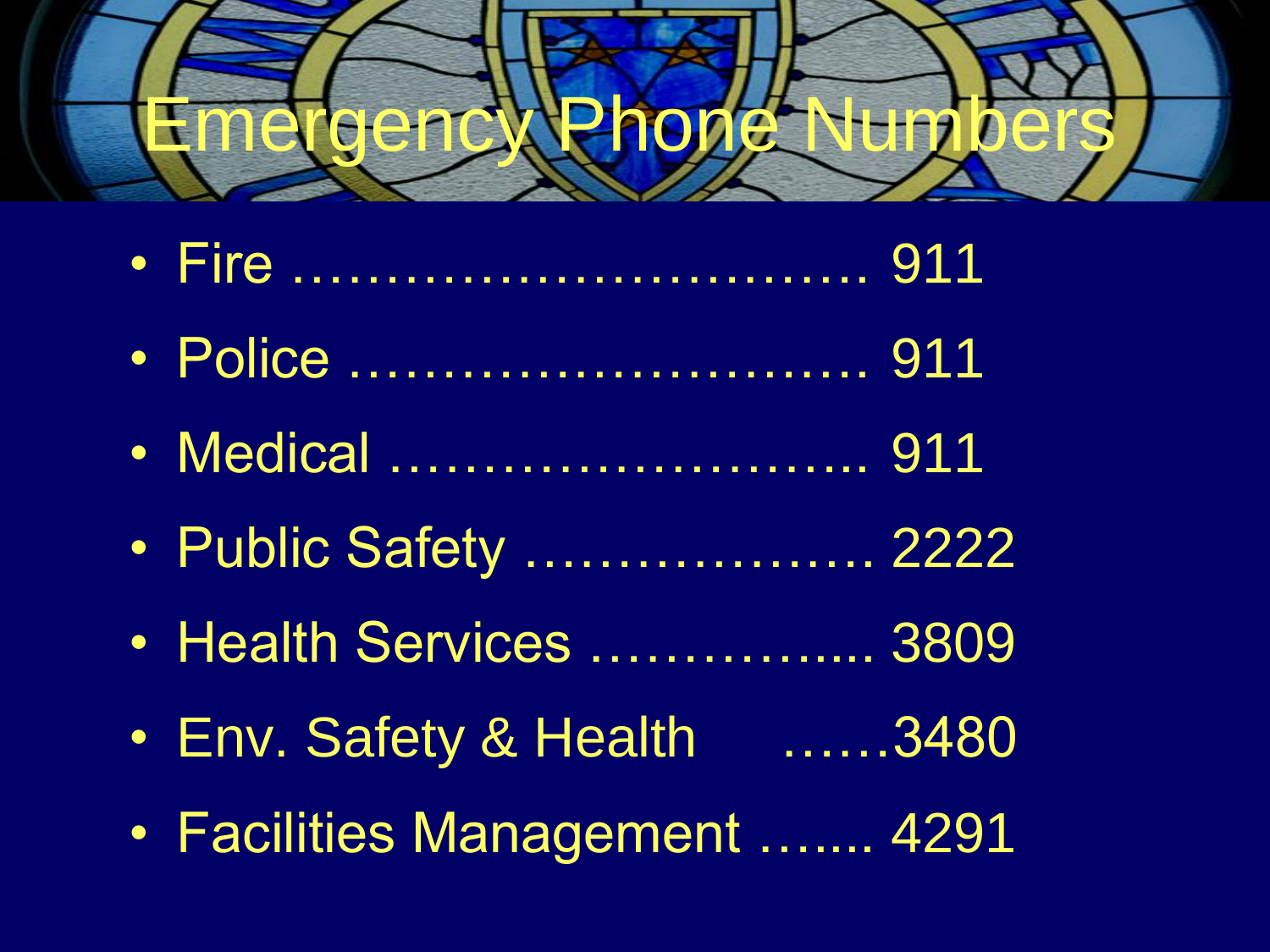# Emergency Phone Numbers

- Fire ………………………….. 911
- Police ……………………….. 911
- Medical …………………….. 911
- Public Safety ………………. 2222
- Health Services …………..... 3809
- Env. Safety & Health ……3480
- Facilities Management ….... 4291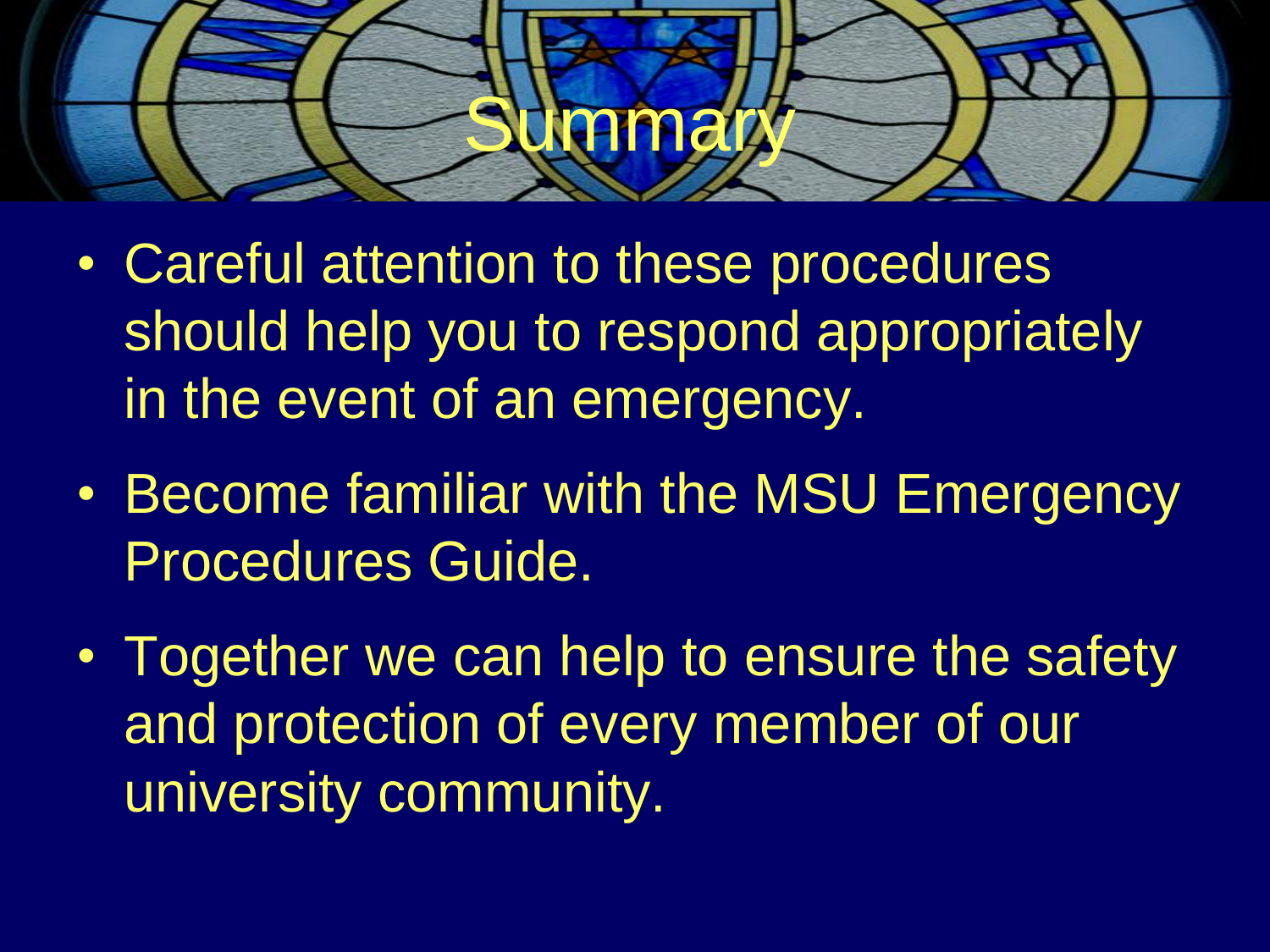# Summary

- Careful attention to these procedures should help you to respond appropriately in the event of an emergency.
- Become familiar with the MSU Emergency Procedures Guide.
- Together we can help to ensure the safety and protection of every member of our university community.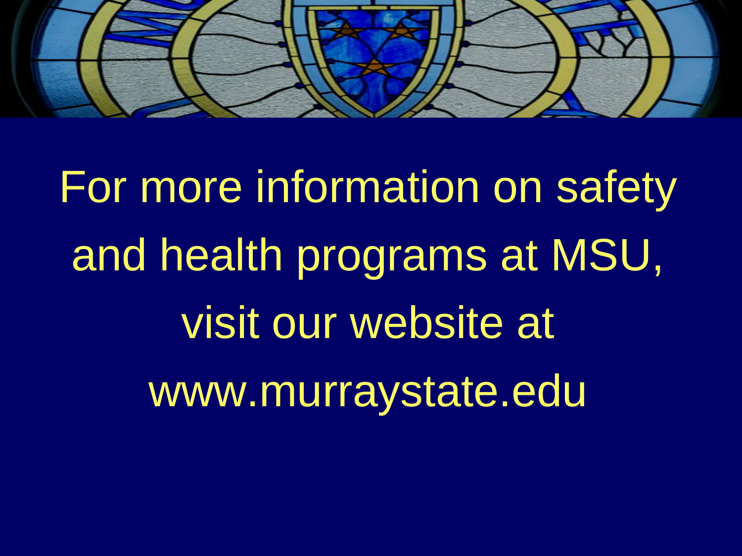For more information on safety and health programs at MSU, visit our website at www.murraystate.edu